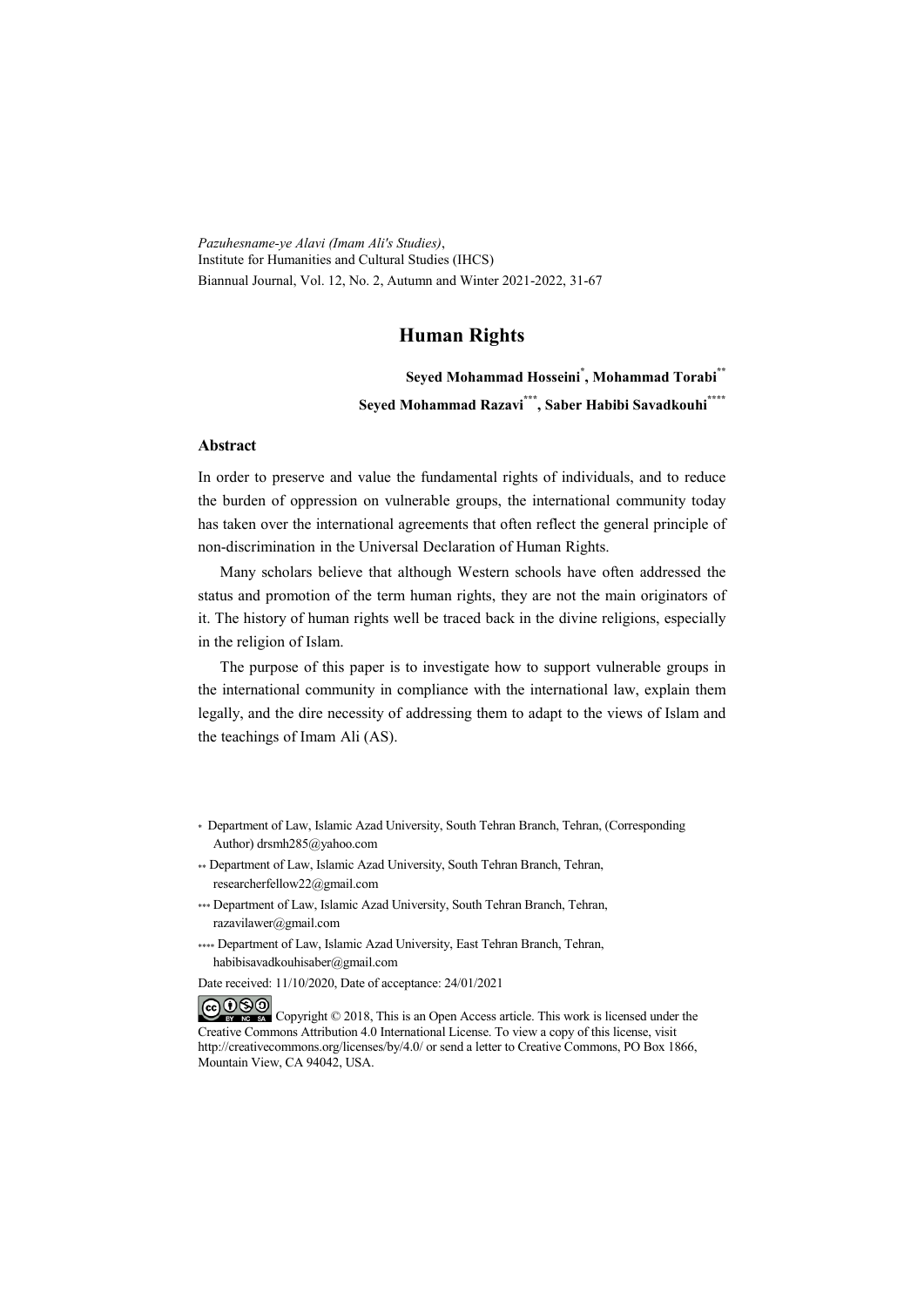*Pazuhesname-ye Alavi (Imam Ali's Studies)*,
Institute for Humanities and Cultural Studies (IHCS)
Biannual Journal, Vol. 12, No. 2, Autumn and Winter 2021-2022, 31-67

# Human Rights

**Seyed Mohammad Hosseini[*], Mohammad Torabi[**]**
**Seyed Mohammad Razavi[***], Saber Habibi Savadkouhi[****]**

## Abstract

In order to preserve and value the fundamental rights of individuals, and to reduce the burden of oppression on vulnerable groups, the international community today has taken over the international agreements that often reflect the general principle of non-discrimination in the Universal Declaration of Human Rights.

Many scholars believe that although Western schools have often addressed the status and promotion of the term human rights, they are not the main originators of it. The history of human rights well be traced back in the divine religions, especially in the religion of Islam.

The purpose of this paper is to investigate how to support vulnerable groups in the international community in compliance with the international law, explain them legally, and the dire necessity of addressing them to adapt to the views of Islam and the teachings of Imam Ali (AS).

[*] Department of Law, Islamic Azad University, South Tehran Branch, Tehran, (Corresponding Author) drsmh285@yahoo.com

[**] Department of Law, Islamic Azad University, South Tehran Branch, Tehran, researcherfellow22@gmail.com

[***] Department of Law, Islamic Azad University, South Tehran Branch, Tehran, razavilawer@gmail.com

[****] Department of Law, Islamic Azad University, East Tehran Branch, Tehran, habibisavadkouhisaber@gmail.com

Date received: 11/10/2020, Date of acceptance: 24/01/2021

Copyright © 2018, This is an Open Access article. This work is licensed under the Creative Commons Attribution 4.0 International License. To view a copy of this license, visit http://creativecommons.org/licenses/by/4.0/ or send a letter to Creative Commons, PO Box 1866, Mountain View, CA 94042, USA.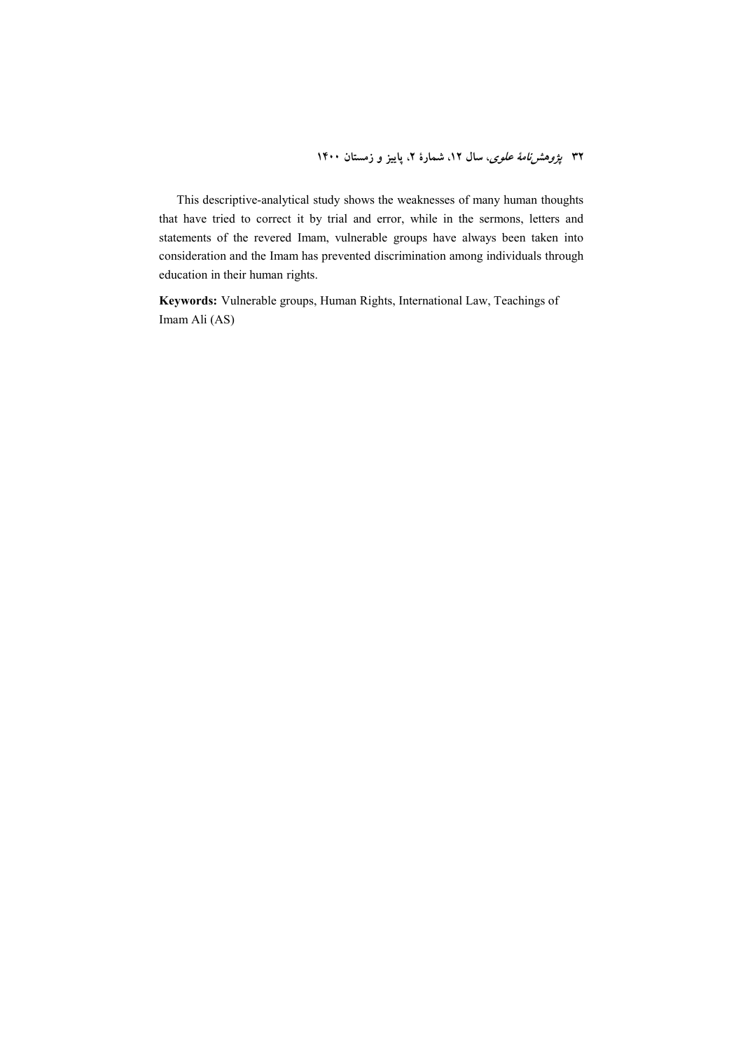This descriptive-analytical study shows the weaknesses of many human thoughts that have tried to correct it by trial and error, while in the sermons, letters and statements of the revered Imam, vulnerable groups have always been taken into consideration and the Imam has prevented discrimination among individuals through education in their human rights.

**Keywords:** Vulnerable groups, Human Rights, International Law, Teachings of Imam Ali (AS)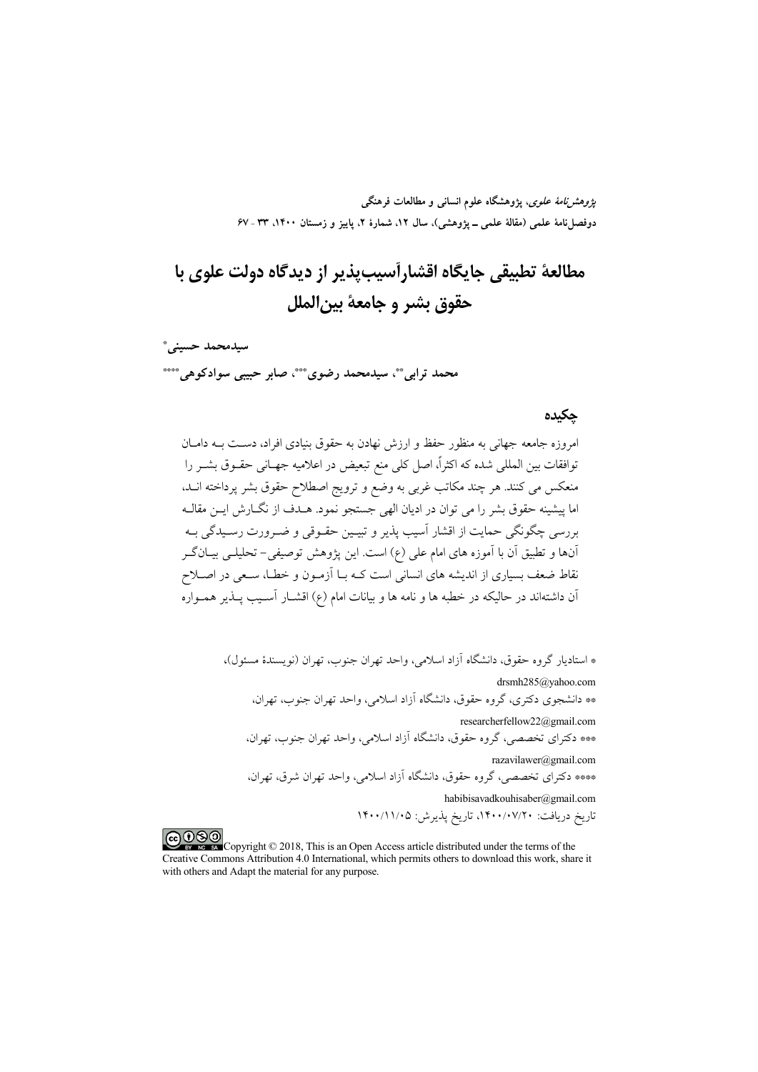*پژوهش‌نامهٔ علوی*، پژوهشگاه علوم انسانی و مطالعات فرهنگی
دوفصل‌نامهٔ علمی (مقالهٔ علمی ـ پژوهشی)، سال ۱۲، شمارهٔ ۲، پاییز و زمستان ۱۴۰۰، ۳۳ - ۶۷

# مطالعهٔ تطبیقی جایگاه اقشارآسیب‌پذیر از دیدگاه دولت علوی با حقوق بشر و جامعهٔ بین‌الملل

**سیدمحمد حسینی***

**محمد ترابی**، سیدمحمد رضوی***، صابر حبیبی سوادکوهی******

## چکیده

امروزه جامعه جهانی به منظور حفظ و ارزش نهادن به حقوق بنیادی افراد، دست بـه دامـان توافقات بین المللی شده که اکثراً، اصل کلی منع تبعیض در اعلامیه جهـانی حقـوق بشـر را منعکس می کنند. هر چند مکاتب غربی به وضع و ترویج اصطلاح حقوق بشر پرداخته انـد، اما پیشینه حقوق بشر را می توان در ادیان الهی جستجو نمود. هـدف از نگـارش ایـن مقالـه بررسی چگونگی حمایت از اقشار آسیب پذیر و تبیـین حقـوقی و ضـرورت رسـیدگی بـه آن‌ها و تطبیق آن با آموزه های امام علی (ع) است. این پژوهش توصیفی- تحلیلـی بیـانگـر نقاط ضعف بسیاری از اندیشه های انسانی است کـه بـا آزمـون و خطـا، سـعی در اصـلاح آن داشته‌اند در حالیکه در خطبه ها و نامه ها و بیانات امام (ع) اقشـار آسـیب پـذیر همـواره

* استادیار گروه حقوق، دانشگاه آزاد اسلامی، واحد تهران جنوب، تهران (نویسندهٔ مسئول)، drsmh285@yahoo.com

** دانشجوی دکتری، گروه حقوق، دانشگاه آزاد اسلامی، واحد تهران جنوب، تهران، researcherfellow22@gmail.com

*** دکترای تخصصی، گروه حقوق، دانشگاه آزاد اسلامی، واحد تهران جنوب، تهران، razavilawer@gmail.com

**** دکترای تخصصی، گروه حقوق، دانشگاه آزاد اسلامی، واحد تهران شرق، تهران، habibisavadkouhisaber@gmail.com

تاریخ دریافت: ۱۴۰۰/۰۷/۲۰، تاریخ پذیرش: ۱۴۰۰/۱۱/۰۵

Copyright © 2018, This is an Open Access article distributed under the terms of the Creative Commons Attribution 4.0 International, which permits others to download this work, share it with others and Adapt the material for any purpose.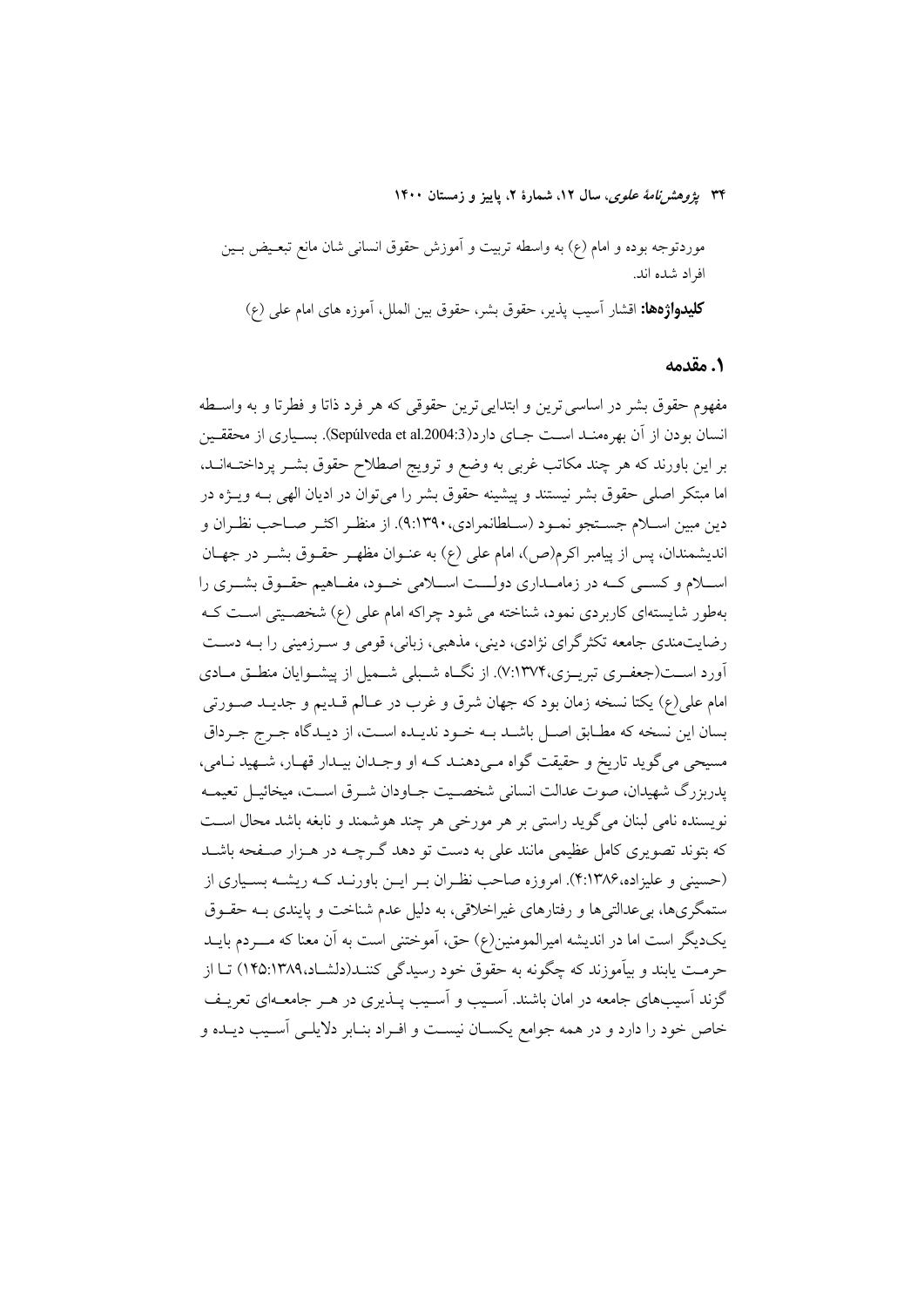موردتوجه بوده و امام (ع) به واسطه تربیت و آموزش حقوق انسانی شان مانع تبعیض بین افراد شده اند.

**کلیدواژه‌ها:** اقشار آسیب پذیر، حقوق بشر، حقوق بین الملل، آموزه های امام علی (ع)

## ۱. مقدمه

مفهوم حقوق بشر در اساسی‌ترین و ابتدایی‌ترین حقوقی که هر فرد ذاتا و فطرتا و به واسطه انسان بودن از آن بهره‌مند است جای دارد(Sepúlveda et al.2004:3). بسیاری از محققین بر این باورند که هر چند مکاتب غربی به وضع و ترویج اصطلاح حقوق بشر پرداخته‌اند، اما مبتکر اصلی حقوق بشر نیستند و پیشینه حقوق بشر را می‌توان در ادیان الهی به ویژه در دین مبین اسلام جستجو نمود (سلطانمرادی،۹:۱۳۹۰). از منظر اکثر صاحب نظران و اندیشمندان، پس از پیامبر اکرم(ص)، امام علی (ع) به عنوان مظهر حقوق بشر در جهان اسلام و کسی که در زمامداری دولت اسلامی خود، مفاهیم حقوق بشری را به‌طور شایسته‌ای کاربردی نمود، شناخته می شود چراکه امام علی (ع) شخصیتی است که رضایت‌مندی جامعه تکثرگرای نژادی، دینی، مذهبی، زبانی، قومی و سرزمینی را به دست آورد است(جعفری تبریزی،۷:۱۳۷۴). از نگاه شبلی شمیل از پیشوایان منطق مادی امام علی(ع) یکتا نسخه زمان بود که جهان شرق و غرب در عالم قدیم و جدید صورتی بسان این نسخه که مطابق اصل باشد به خود ندیده است، از دیدگاه جرج جرداق مسیحی می‌گوید تاریخ و حقیقت گواه می‌دهند که او وجدان بیدار قهار، شهید نامی، پدربزرگ شهیدان، صوت عدالت انسانی شخصیت جاودان شرق است، میخائیل نعیمه نویسنده نامی لبنان می‌گوید راستی بر هر مورخی هر چند هوشمند و نابغه باشد محال است که بتوند تصویری کامل عظیمی مانند علی به دست تو دهد گرچه در هزار صفحه باشد (حسینی و علیزاده،۴:۱۳۸۶). امروزه صاحب نظران بر این باورند که ریشه بسیاری از ستمگری‌ها، بی‌عدالتی‌ها و رفتارهای غیراخلاقی، به دلیل عدم شناخت و پایندی به حقوق یک‌دیگر است اما در اندیشه امیرالمومنین(ع) حق، آموختنی است به آن معنا که مردم باید حرمت یابند و بیآموزند که چگونه به حقوق خود رسیدگی کنند(دلشاد،۱۴۵:۱۳۸۹) تا از گزند آسیب‌های جامعه در امان باشند. آسیب و آسیب پذیری در هر جامعه‌ای تعریف خاص خود را دارد و در همه جوامع یکسان نیست و افراد بنابر دلایلی آسیب دیده و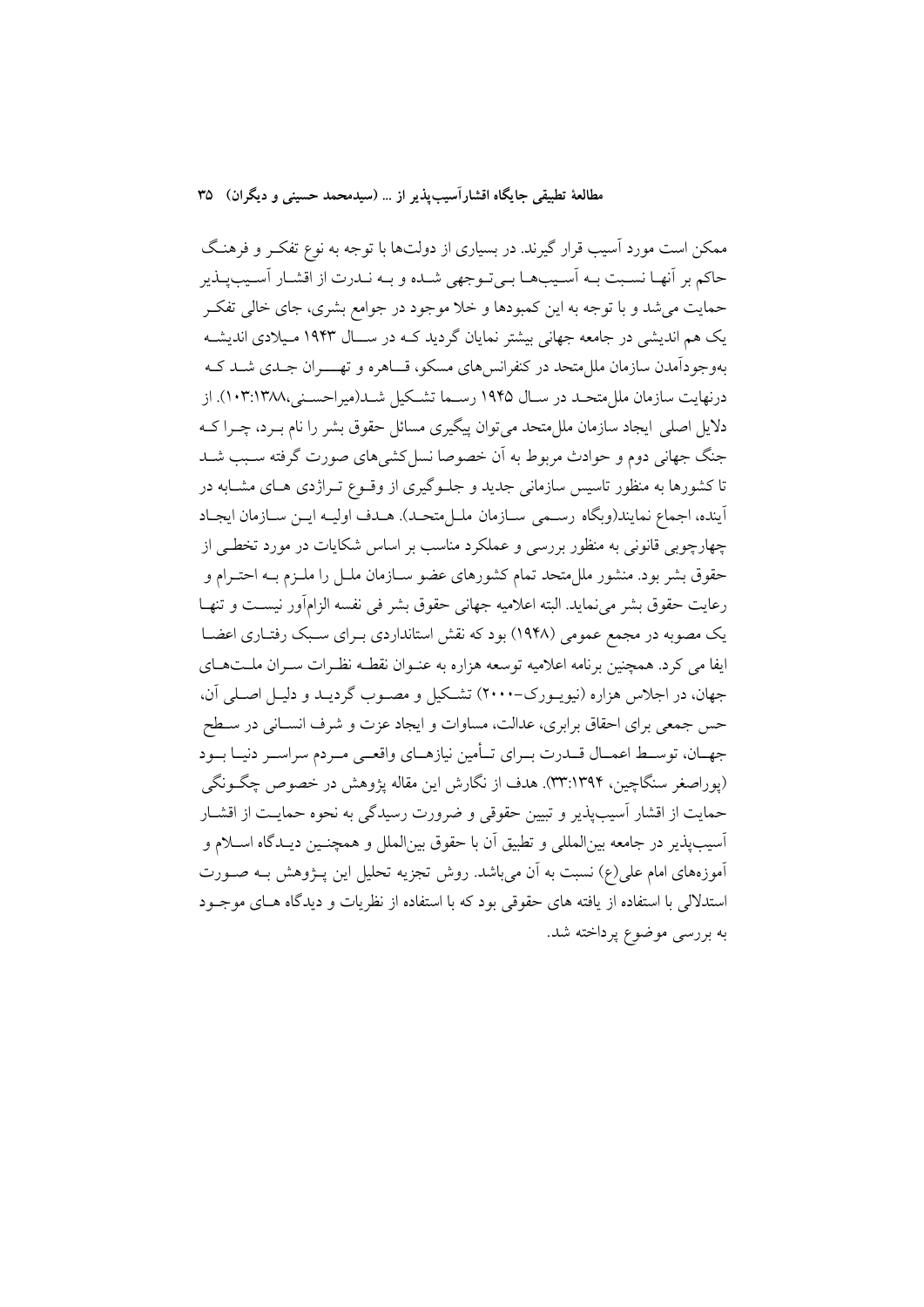ممکن است مورد آسیب قرار گیرند. در بسیاری از دولت‌ها با توجه به نوع تفکر و فرهنگ حاکم بر آنها نسبت به آسیب‌ها بی‌توجهی شده و به ندرت از اقشار آسیب‌پذیر حمایت می‌شد و با توجه به این کمبودها و خلا موجود در جوامع بشری، جای خالی تفکر یک هم اندیشی در جامعه جهانی بیشتر نمایان گردید که در سال ۱۹۴۳ میلادی اندیشه به‌وجودآمدن سازمان ملل‌متحد در کنفرانس‌های مسکو، قاهره و تهران جدی شد که درنهایت سازمان ملل‌متحد در سال ۱۹۴۵ رسما تشکیل شد(میراحسنی،۱۳۸۸:۱۰۳). از دلایل اصلی ایجاد سازمان ملل‌متحد می‌توان پیگیری مسائل حقوق بشر را نام برد، چرا که جنگ جهانی دوم و حوادث مربوط به آن خصوصا نسل‌کشی‌های صورت گرفته سبب شد تا کشورها به منظور تاسیس سازمانی جدید و جلوگیری از وقوع تراژدی های مشابه در آینده، اجماع نمایند(وبگاه رسمی سازمان ملل‌متحد). هدف اولیه این سازمان ایجاد چهارچوبی قانونی به منظور بررسی و عملکرد مناسب بر اساس شکایات در مورد تخطی از حقوق بشر بود. منشور ملل‌متحد تمام کشورهای عضو سازمان ملل را ملزم به احترام و رعایت حقوق بشر می‌نماید. البته اعلامیه جهانی حقوق بشر فی نفسه الزام‌آور نیست و تنها یک مصوبه در مجمع عمومی (۱۹۴۸) بود که نقش استانداردی برای سبک رفتاری اعضا ایفا می کرد. همچنین برنامه اعلامیه توسعه هزاره به عنوان نقطه نظرات سران ملت‌های جهان، در اجلاس هزاره (نیویورک–۲۰۰۰) تشکیل و مصوب گردید و دلیل اصلی آن، حس جمعی برای احقاق برابری، عدالت، مساوات و ایجاد عزت و شرف انسانی در سطح جهان، توسط اعمال قدرت برای تأمین نیازهای واقعی مردم سراسر دنیا بود (پوراصغر سنگاچین، ۱۳۹۴:۳۳). هدف از نگارش این مقاله پژوهش در خصوص چگونگی حمایت از اقشار آسیب‌پذیر و تبیین حقوقی و ضرورت رسیدگی به نحوه حمایت از اقشار آسیب‌پذیر در جامعه بین‌المللی و تطبیق آن با حقوق بین‌الملل و همچنین دیدگاه اسلام و آموزه‌های امام علی(ع) نسبت به آن می‌باشد. روش تجزیه تحلیل این پژوهش به صورت استدلالی با استفاده از یافته های حقوقی بود که با استفاده از نظریات و دیدگاه های موجود به بررسی موضوع پرداخته شد.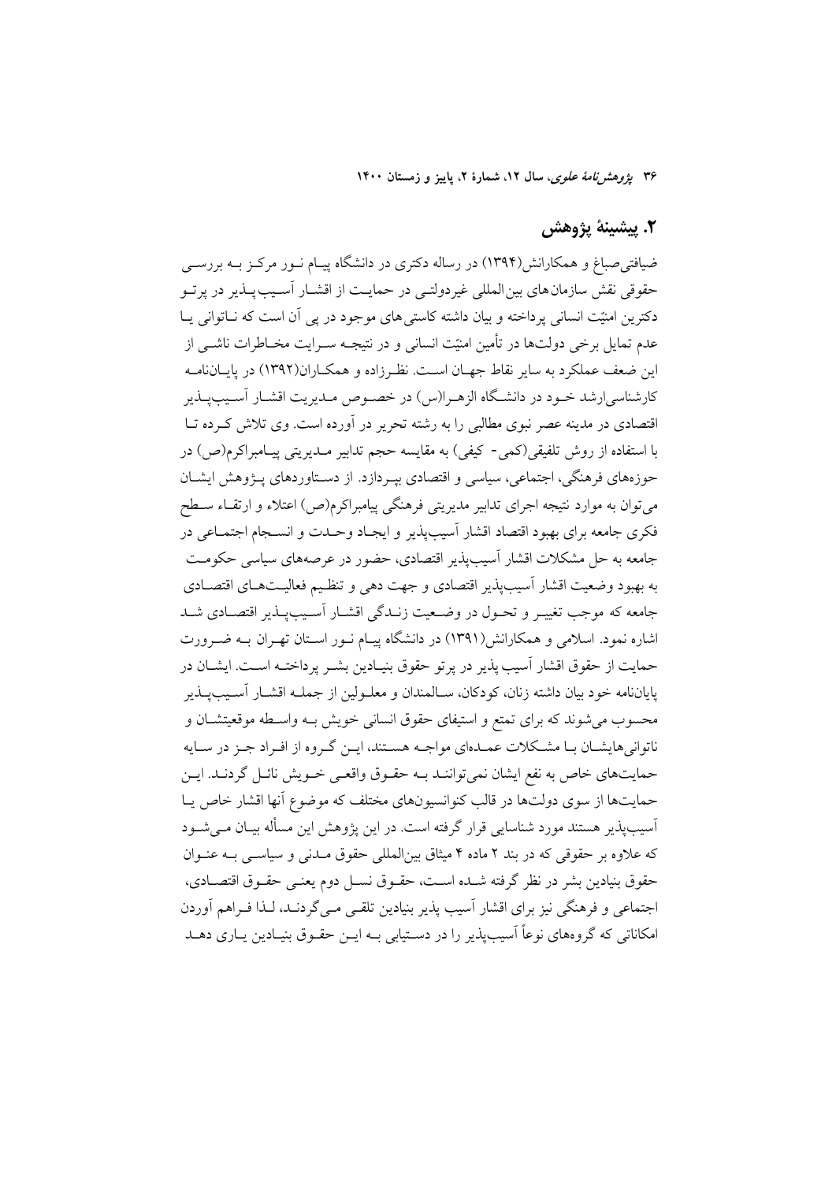## ۲. پیشینهٔ پژوهش

ضیافتی‌صباغ و همکارانش(۱۳۹۴) در رساله دکتری در دانشگاه پیـام نـور مرکـز بـه بررسـی حقوقی نقش سازمان‌های بین‌المللی غیردولتـی در حمایـت از اقشـار آسـیب‌پـذیر در پرتـو دکترین امنیّت انسانی پرداخته و بیان داشته کاستی‌های موجود در پی آن است که نـاتوانی یـا عدم تمایل برخی دولت‌ها در تأمین امنیّت انسانی و در نتیجـه سـرایت مخـاطرات ناشـی از این ضعف عملکرد به سایر نقاط جهـان اسـت. نظـرزاده و همکـاران(۱۳۹۲) در پایـان‌نامـه کارشناسی‌ارشد خـود در دانشـگاه الزهـرا(س) در خصـوص مـدیریت اقشـار آسـیب‌پـذیر اقتصادی در مدینه عصر نبوی مطالبی را به رشته تحریر در آورده است. وی تلاش کـرده تـا با استفاده از روش تلفیقی(کمی- کیفی) به مقایسه حجم تدابیر مـدیریتی پیـامبراکرم(ص) در حوزه‌های فرهنگی، اجتماعی، سیاسی و اقتصادی بپـردازد. از دسـتاوردهای پـژوهش ایشـان می‌توان به موارد نتیجه اجرای تدابیر مدیریتی فرهنگی پیامبراکرم(ص) اعتلاء و ارتقـاء سـطح فکری جامعه برای بهبود اقتصاد اقشار آسیب‌پذیر و ایجـاد وحـدت و انسـجام اجتمـاعی در جامعه به حل مشکلات اقشار آسیب‌پذیر اقتصادی، حضور در عرصه‌های سیاسی حکومـت به بهبود وضعیت اقشار آسیب‌پذیر اقتصادی و جهت دهی و تنظیم فعالیـت‌هـای اقتصـادی جامعه که موجب تغییـر و تحـول در وضـعیت زنـدگی اقشـار آسـیب‌پـذیر اقتصـادی شـد اشاره نمود. اسلامی و همکارانش(۱۳۹۱) در دانشگاه پیـام نـور اسـتان تهـران بـه ضـرورت حمایت از حقوق اقشار آسیب پذیر در پرتو حقوق بنیـادین بشـر پرداختـه اسـت. ایشـان در پایان‌نامه خود بیان داشته زنان، کودکان، سـالمندان و معلـولین از جملـه اقشـار آسـیب‌پـذیر محسوب می‌شوند که برای تمتع و استیفای حقوق انسانی خویش بـه واسـطه موقعیتشـان و ناتوانی‌هایشـان بـا مشـکلات عمـده‌ای مواجـه هسـتند، ایـن گـروه از افـراد جـز در سـایه حمایت‌های خاص به نفع ایشان نمی‌تواننـد بـه حقـوق واقعـی خـویش نائـل گردنـد. ایـن حمایت‌ها از سوی دولت‌ها در قالب کنوانسیون‌های مختلف که موضوع آنها اقشار خاص یـا آسیب‌پذیر هستند مورد شناسایی قرار گرفته است. در این پژوهش این مسأله بیـان مـی‌شـود که علاوه بر حقوقی که در بند ۲ ماده ۴ میثاق بین‌المللی حقوق مـدنی و سیاسـی بـه عنـوان حقوق بنیادین بشر در نظر گرفته شـده اسـت، حقـوق نسـل دوم یعنـی حقـوق اقتصـادی، اجتماعی و فرهنگی نیز برای اقشار آسیب پذیر بنیادین تلقـی مـی‌گردنـد، لـذا فـراهم آوردن امکاناتی که گروه‌های نوعاً آسیب‌پذیر را در دسـتیابی بـه ایـن حقـوق بنیـادین یـاری دهـد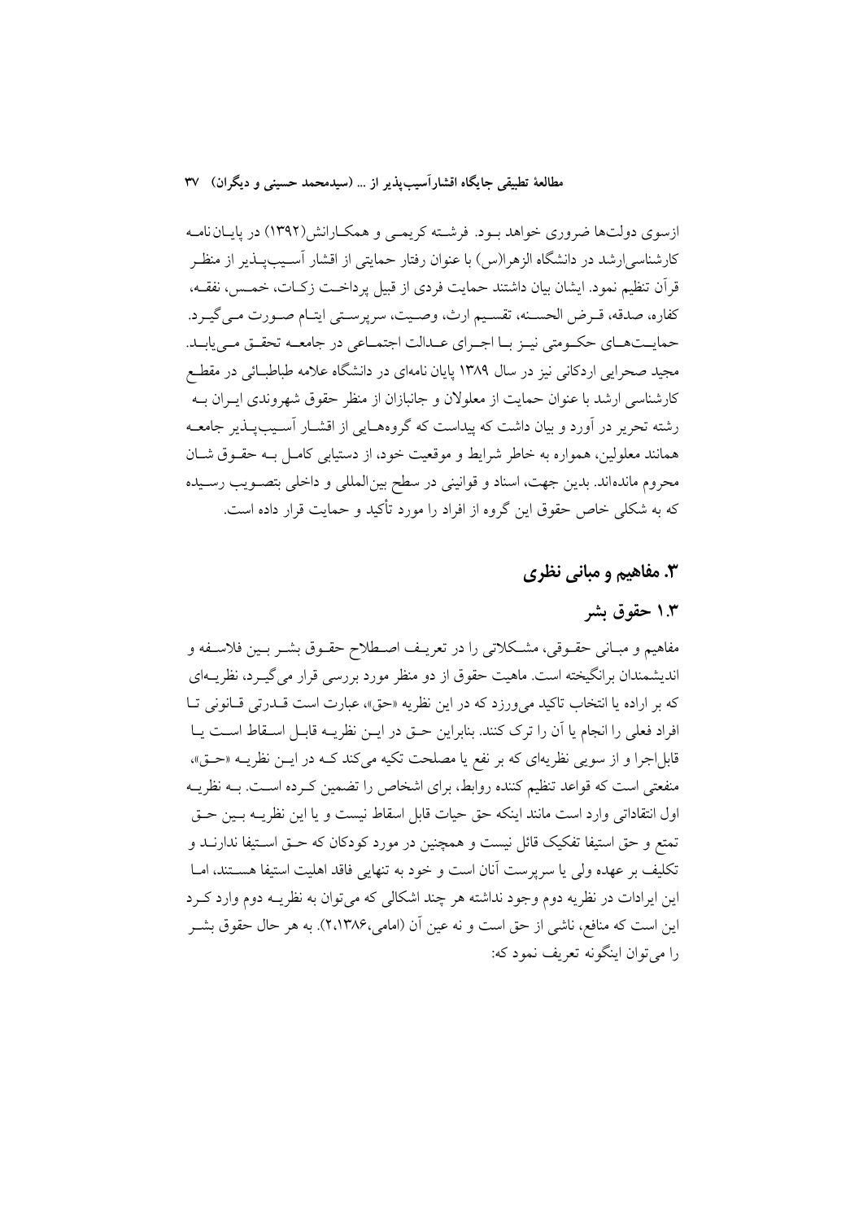ازسوی دولت‌ها ضروری خواهد بود. فرشته کریمی و همکارانش(۱۳۹۲) در پایان‌نامه کارشناسی‌ارشد در دانشگاه الزهرا(س) با عنوان رفتار حمایتی از اقشار آسیب‌پذیر از منظر قرآن تنظیم نمود. ایشان بیان داشتند حمایت فردی از قبیل پرداخت زکات، خمس، نفقه، کفاره، صدقه، قرض الحسنه، تقسیم ارث، وصیت، سرپرستی ایتام صورت می‌گیرد. حمایت‌های حکومتی نیز با اجرای عدالت اجتماعی در جامعه تحقق می‌یابد. مجید صحرایی اردکانی نیز در سال ۱۳۸۹ پایان نامه‌ای در دانشگاه علامه طباطبائی در مقطع کارشناسی ارشد با عنوان حمایت از معلولان و جانبازان از منظر حقوق شهروندی ایران به رشته تحریر در آورد و بیان داشت که پیداست که گروه‌هایی از اقشار آسیب‌پذیر جامعه همانند معلولین، همواره به خاطر شرایط و موقعیت خود، از دستیابی کامل به حقوق شان محروم مانده‌اند. بدین جهت، اسناد و قوانینی در سطح بین‌المللی و داخلی بتصویب رسیده که به شکلی خاص حقوق این گروه از افراد را مورد تأکید و حمایت قرار داده است.

## ۳. مفاهیم و مبانی نظری

### ۱.۳ حقوق بشر

مفاهیم و مبانی حقوقی، مشکلاتی را در تعریف اصطلاح حقوق بشر بین فلاسفه و اندیشمندان برانگیخته است. ماهیت حقوق از دو منظر مورد بررسی قرار می‌گیرد، نظریه‌ای که بر اراده یا انتخاب تاکید می‌ورزد که در این نظریه «حق»، عبارت است قدرتی قانونی تا افراد فعلی را انجام یا آن را ترک کنند. بنابراین حق در این نظریه قابل اسقاط است یا قابل‌اجرا و از سویی نظریه‌ای که بر نفع یا مصلحت تکیه می‌کند که در این نظریه «حق»، منفعتی است که قواعد تنظیم کننده روابط، برای اشخاص را تضمین کرده است. به نظریه اول انتقاداتی وارد است مانند اینکه حق حیات قابل اسقاط نیست و یا این نظریه بین حق تمتع و حق استیفا تفکیک قائل نیست و همچنین در مورد کودکان که حق استیفا ندارند و تکلیف بر عهده ولی یا سرپرست آنان است و خود به تنهایی فاقد اهلیت استیفا هستند، اما این ایرادات در نظریه دوم وجود نداشته هر چند اشکالی که می‌توان به نظریه دوم وارد کرد این است که منافع، ناشی از حق است و نه عین آن (امامی،۱۳۸۶،۲). به هر حال حقوق بشر را می‌توان اینگونه تعریف نمود که: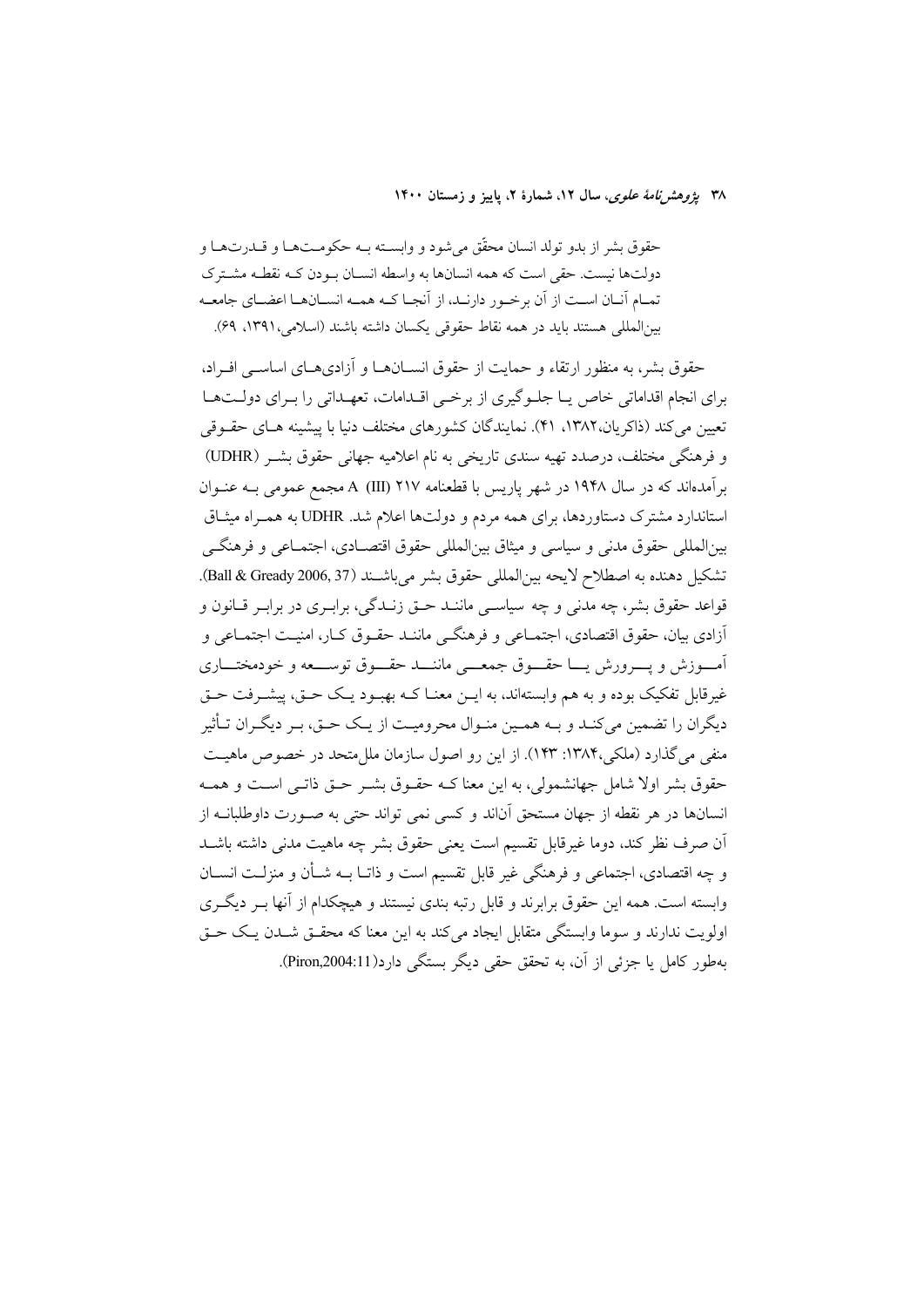حقوق بشر از بدو تولد انسان محقّق می‌شود و وابسته بـه حکومـت‌هـا و قـدرت‌هـا و دولت‌ها نیست. حقی است که همه انسان‌ها به واسطه انسـان بـودن کـه نقطـه مشـترک تمـام آنـان اسـت از آن برخـور دارنـد، از آنجـا کـه همـه انسـان‌هـا اعضـای جامعـه بین‌المللی هستند باید در همه نقاط حقوقی یکسان داشته باشند (اسلامی،۱۳۹۱، ۶۹).

حقوق بشر، به منظور ارتقاء و حمایت از حقوق انسـان‌هـا و آزادی‌هـای اساسـی افـراد، برای انجام اقداماتی خاص یـا جلـوگیری از برخـی اقـدامات، تعهـداتی را بـرای دولـت‌هـا تعیین می‌کند (ذاکریان،۱۳۸۲، ۴۱). نمایندگان کشورهای مختلف دنیا با پیشینه هـای حقـوقی و فرهنگی مختلف، درصدد تهیه سندی تاریخی به نام اعلامیه جهانی حقوق بشـر (UDHR) برآمده‌اند که در سال ۱۹۴۸ در شهر پاریس با قطعنامه ۲۱۷ (III) A مجمع عمومی بـه عنـوان استاندارد مشترک دستاوردها، برای همه مردم و دولت‌ها اعلام شد. UDHR به همـراه میثـاق بین‌المللی حقوق مدنی و سیاسی و میثاق بین‌المللی حقوق اقتصـادی، اجتمـاعی و فرهنگـی تشکیل دهنده به اصطلاح لایحه بین‌المللی حقوق بشر می‌باشـند (Ball & Gready 2006, 37). قواعد حقوق بشر، چه مدنی و چه سیاسـی ماننـد حـق زنـدگی، برابـری در برابـر قـانون و آزادی بیان، حقوق اقتصادی، اجتمـاعی و فرهنگـی ماننـد حقـوق کـار، امنیـت اجتمـاعی و آمـــوزش و پـــرورش یـــا حقـــوق جمعـــی ماننـــد حقـــوق توســـعه و خودمختـــاری غیرقابل تفکیک بوده و به هم وابسته‌اند، به ایـن معنـا کـه بهبـود یـک حـق، پیشـرفت حـق دیگران را تضمین می‌کنـد و بـه همـین منـوال محرومیـت از یـک حـق، بـر دیگـران تـأثیر منفی می‌گذارد (ملکی،۱۳۸۴: ۱۴۳). از این رو اصول سازمان ملل‌متحد در خصوص ماهیـت حقوق بشر اولا شامل جهانشمولی، به این معنا کـه حقـوق بشـر حـق ذاتـی اسـت و همـه انسان‌ها در هر نقطه از جهان مستحق آن‌اند و کسی نمی تواند حتی به صـورت داوطلبانـه از آن صرف نظر کند، دوما غیرقابل تقسیم است یعنی حقوق بشر چه ماهیت مدنی داشته باشـد و چه اقتصادی، اجتماعی و فرهنگی غیر قابل تقسیم است و ذاتـا بـه شـأن و منزلـت انسـان وابسته است. همه این حقوق برابرند و قابل رتبه بندی نیستند و هیچکدام از آنها بـر دیگـری اولویت ندارند و سوما وابستگی متقابل ایجاد می‌کند به این معنا که محقـق شـدن یـک حـق به‌طور کامل یا جزئی از آن، به تحقق حقی دیگر بستگی دارد(Piron,2004:11).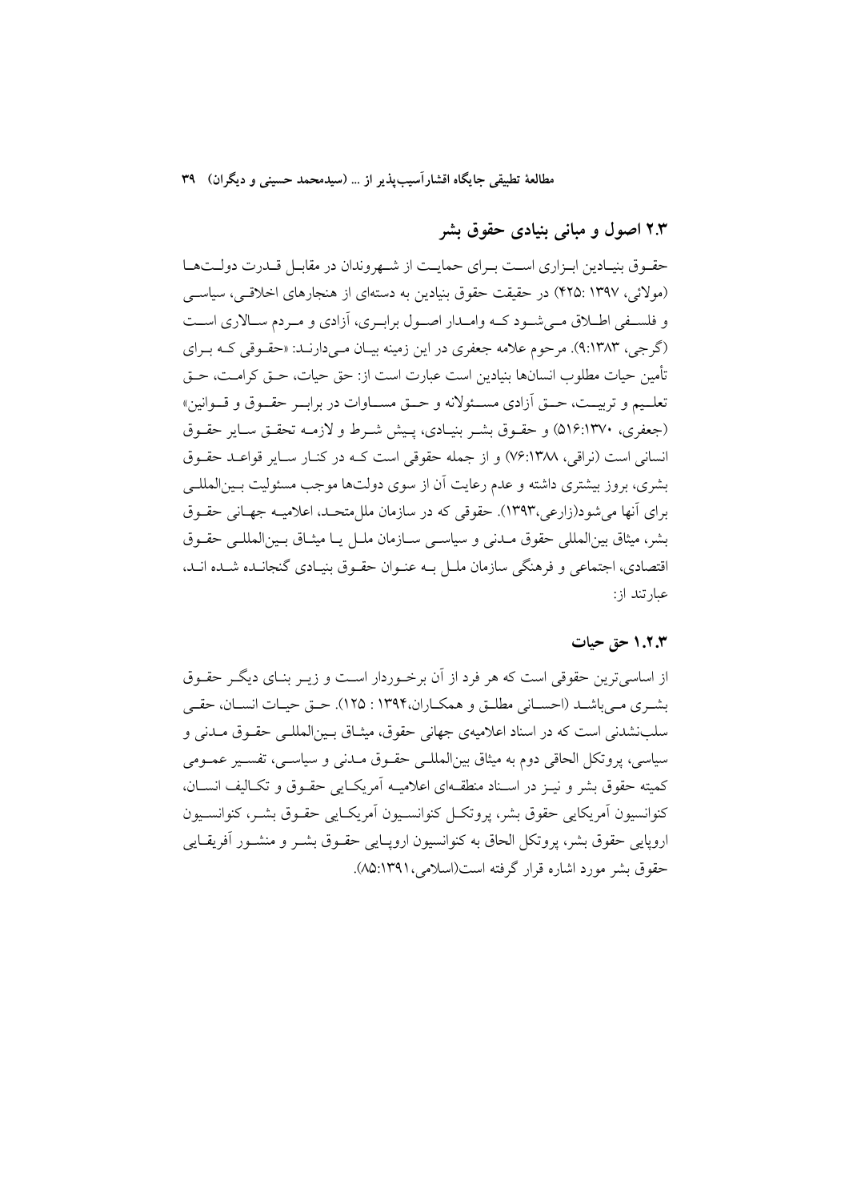## ۲.۳ اصول و مبانی بنیادی حقوق بشر

حقوق بنیادین ابزاری است برای حمایت از شهروندان در مقابل قدرت دولت‌ها (مولائی، ۱۳۹۷ :۴۲۵) در حقیقت حقوق بنیادین به دسته‌ای از هنجارهای اخلاقی، سیاسی و فلسفی اطلاق می‌شود که وامدار اصول برابری، آزادی و مردم سالاری است (گرجی، ۹:۱۳۸۳). مرحوم علامه جعفری در این زمینه بیان می‌دارند: «حقوقی که برای تأمین حیات مطلوب انسان‌ها بنیادین است عبارت است از: حق حیات، حق کرامت، حق تعلیم و تربیت، حق آزادی مسئولانه و حق مساوات در برابر حقوق و قوانین» (جعفری، ۵۱۶:۱۳۷۰) و حقوق بشر بنیادی، پیش شرط و لازمه تحقق سایر حقوق انسانی است (نراقی، ۷۶:۱۳۸۸) و از جمله حقوقی است که در کنار سایر قواعد حقوق بشری، بروز بیشتری داشته و عدم رعایت آن از سوی دولت‌ها موجب مسئولیت بین‌المللی برای آنها می‌شود(زارعی،۱۳۹۳). حقوقی که در سازمان ملل‌متحد، اعلامیه جهانی حقوق بشر، میثاق بین‌المللی حقوق مدنی و سیاسی سازمان ملل یا میثاق بین‌المللی حقوق اقتصادی، اجتماعی و فرهنگی سازمان ملل به عنوان حقوق بنیادی گنجانده شده اند، عبارتند از:

### ۱.۲.۳ حق حیات

از اساسی‌ترین حقوقی است که هر فرد از آن برخوردار است و زیر بنای دیگر حقوق بشری می‌باشد (احسانی مطلق و همکاران،۱۳۹۴ : ۱۲۵). حق حیات انسان، حقی سلب‌نشدنی است که در اسناد اعلامیه‌ی جهانی حقوق، میثاق بین‌المللی حقوق مدنی و سیاسی، پروتکل الحاقی دوم به میثاق بین‌المللی حقوق مدنی و سیاسی، تفسیر عمومی کمیته حقوق بشر و نیز در اسناد منطقه‌ای اعلامیه آمریکایی حقوق و تکالیف انسان، کنوانسیون آمریکایی حقوق بشر، پروتکل کنوانسیون آمریکایی حقوق بشر، کنوانسیون اروپایی حقوق بشر، پروتکل الحاق به کنوانسیون اروپایی حقوق بشر و منشور آفریقایی حقوق بشر مورد اشاره قرار گرفته است(اسلامی،۸۵:۱۳۹۱).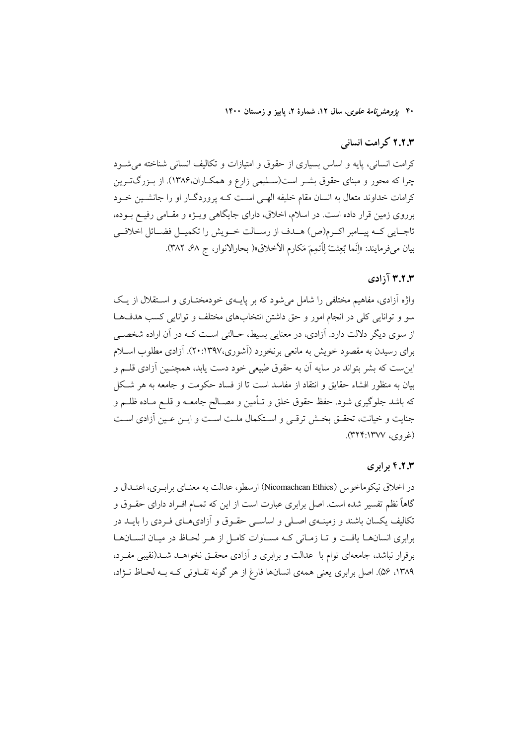### ۲.۲.۳ کرامت انسانی

کرامت انسانی، پایه و اساس بسیاری از حقوق و امتیازات و تکالیف انسانی شناخته می‌شود چرا که محور و مبنای حقوق بشر است(سلیمی زارع و همکاران،۱۳۸۶). از بزرگ‌ترین کرامات خداوند متعال به انسان مقام خلیفه الهی است که پروردگار او را جانشین خود برروی زمین قرار داده است. در اسلام، اخلاق، دارای جایگاهی ویژه و مقامی رفیع بوده، تاجایی که پیامبر اکرم(ص) هدف از رسالت خویش را تکمیل فضائل اخلاقی بیان می‌فرمایند: «اِنَّما بُعِثتُ لِاُتَمِمَ مَکارِمِ الأخلاق»( بحارالانوار، ج ۶۸، ۳۸۲).

### ۳.۲.۳ آزادی

واژه آزادی، مفاهیم مختلفی را شامل می‌شود که بر پایه‌ی خودمختاری و استقلال از یک سو و توانایی کلی در انجام امور و حق داشتن انتخاب‌های مختلف و توانایی کسب هدف‌ها از سوی دیگر دلالت دارد. آزادی، در معنایی بسیط، حالتی است که در آن اراده شخصی برای رسیدن به مقصود خویش به مانعی برنخورد (آشوری،۱۳۹۷:۲۰). آزادی مطلوب اسلام این‌ست که بشر بتواند در سایه آن به حقوق طبیعی خود دست یابد، همچنین آزادی قلم و بیان به منظور افشاء حقایق و انتقاد از مفاسد است تا از فساد حکومت و جامعه به هر شکل که باشد جلوگیری شود. حفظ حقوق خلق و تأمین و مصالح جامعه و قلع ماده ظلم و جنایت و خیانت، تحقق بخش ترقی و استکمال ملت است و این عین آزادی است (غروی، ۱۳۷۷:۳۲۴).

### ۴.۲.۳ برابری

در اخلاق نیکوماخوس (Nicomachean Ethics) ارسطو، عدالت به معنای برابری، اعتدال و گاهاً نظم تفسیر شده است. اصل برابری عبارت است از این که تمام افراد دارای حقوق و تکالیف یکسان باشند و زمینه‌ی اصلی و اساسی حقوق و آزادی‌های فردی را باید در برابری انسان‌ها یافت و تا زمانی که مساوات کامل از هر لحاظ در میان انسان‌ها برقرار نباشد، جامعه‌ای توام با عدالت و برابری و آزادی محقق نخواهد شد(نقیبی مفرد، ۱۳۸۹، ۵۶). اصل برابری یعنی همه‌ی انسان‌ها فارغ از هر گونه تفاوتی که به لحاظ نژاد،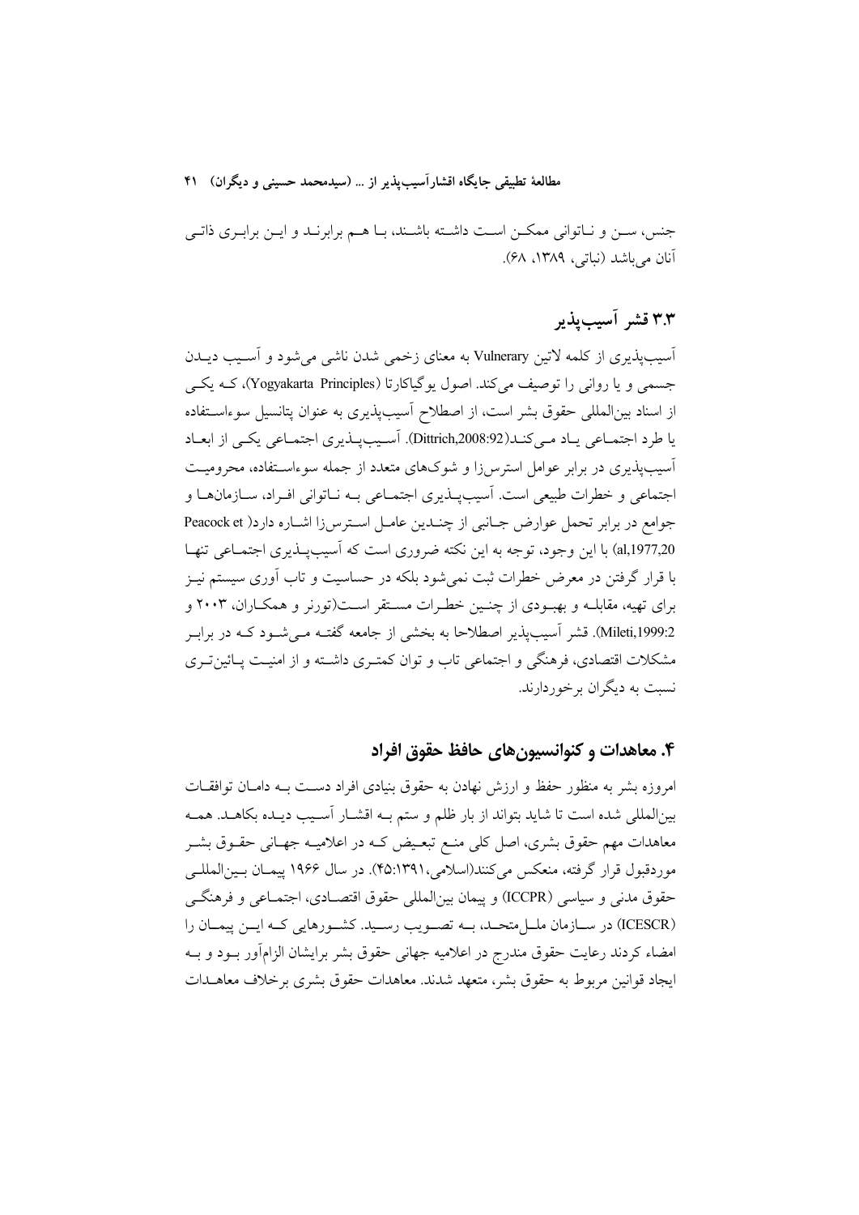جنس، سن و ناتوانی ممکن است داشته باشند، با هم برابرند و این برابری ذاتی آنان می‌باشد (نباتی، ۱۳۸۹، ۶۸).

### ۳.۳ قشر آسیب‌پذیر

آسیب‌پذیری از کلمه لاتین Vulnerary به معنای زخمی شدن ناشی می‌شود و آسیب دیدن جسمی و یا روانی را توصیف می‌کند. اصول یوگیاکارتا (Yogyakarta Principles)، که یکی از اسناد بین‌المللی حقوق بشر است، از اصطلاح آسیب‌پذیری به عنوان پتانسیل سوءاستفاده یا طرد اجتماعی یاد می‌کند(Dittrich,2008:92). آسیب‌پذیری اجتماعی یکی از ابعاد آسیب‌پذیری در برابر عوامل استرس‌زا و شوک‌های متعدد از جمله سوءاستفاده، محرومیت اجتماعی و خطرات طبیعی است. آسیب‌پذیری اجتماعی به ناتوانی افراد، سازمان‌ها و جوامع در برابر تحمل عوارض جانبی از چندین عامل استرس‌زا اشاره دارد( Peacock et al,1977,20) با این وجود، توجه به این نکته ضروری است که آسیب‌پذیری اجتماعی تنها با قرار گرفتن در معرض خطرات ثبت نمی‌شود بلکه در حساسیت و تاب آوری سیستم نیز برای تهیه، مقابله و بهبودی از چنین خطرات مستقر است(تورنر و همکاران، ۲۰۰۳ و Mileti,1999:2). قشر آسیب‌پذیر اصطلاحا به بخشی از جامعه گفته می‌شود که در برابر مشکلات اقتصادی، فرهنگی و اجتماعی تاب و توان کمتری داشته و از امنیت پائین‌تری نسبت به دیگران برخوردارند.

## ۴. معاهدات و کنوانسیون‌های حافظ حقوق افراد

امروزه بشر به منظور حفظ و ارزش نهادن به حقوق بنیادی افراد دست به دامان توافقات بین‌المللی شده است تا شاید بتواند از بار ظلم و ستم به اقشار آسیب دیده بکاهد. همه معاهدات مهم حقوق بشری، اصل کلی منع تبعیض که در اعلامیه جهانی حقوق بشر موردقبول قرار گرفته، منعکس می‌کنند(اسلامی،۱۳۹۱:۴۵). در سال ۱۹۶۶ پیمان بین‌المللی حقوق مدنی و سیاسی (ICCPR) و پیمان بین‌المللی حقوق اقتصادی، اجتماعی و فرهنگی (ICESCR) در سازمان ملل‌متحد، به تصویب رسید. کشورهایی که این پیمان را امضاء کردند رعایت حقوق مندرج در اعلامیه جهانی حقوق بشر برایشان الزام‌آور بود و به ایجاد قوانین مربوط به حقوق بشر، متعهد شدند. معاهدات حقوق بشری برخلاف معاهدات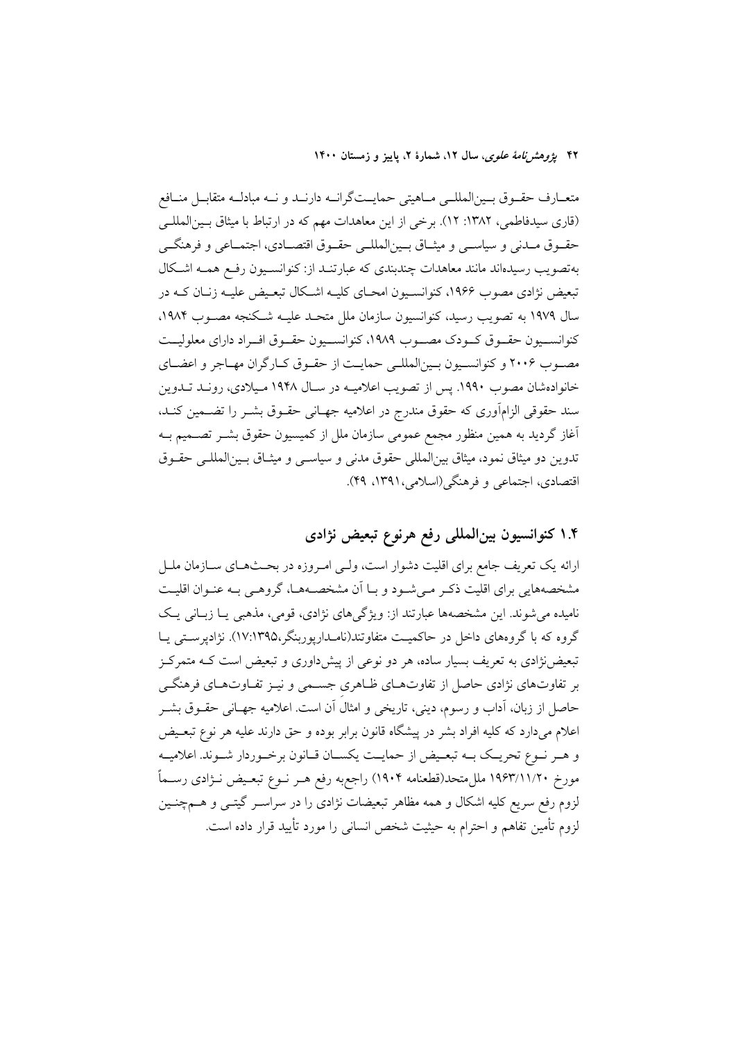متعارف حقوق بین‌المللی ماهیتی حمایت‌گرانه دارند و نه مبادله متقابل منافع (قاری سیدفاطمی، ۱۳۸۲: ۱۲). برخی از این معاهدات مهم که در ارتباط با میثاق بین‌المللی حقوق مدنی و سیاسی و میثاق بین‌المللی حقوق اقتصادی، اجتماعی و فرهنگی به‌تصویب رسیده‌اند مانند معاهدات چندبندی که عبارتند از: کنوانسیون رفع همه اشکال تبعیض نژادی مصوب ۱۹۶۶، کنوانسیون امحای کلیه اشکال تبعیض علیه زنان که در سال ۱۹۷۹ به تصویب رسید، کنوانسیون سازمان ملل متحد علیه شکنجه مصوب ۱۹۸۴، کنوانسیون حقوق کودک مصوب ۱۹۸۹، کنوانسیون حقوق افراد دارای معلولیت مصوب ۲۰۰۶ و کنوانسیون بین‌المللی حمایت از حقوق کارگران مهاجر و اعضای خانواده‌شان مصوب ۱۹۹۰. پس از تصویب اعلامیه در سال ۱۹۴۸ میلادی، روند تدوین سند حقوقی الزام‌آوری که حقوق مندرج در اعلامیه جهانی حقوق بشر را تضمین کند، آغاز گردید به همین منظور مجمع عمومی سازمان ملل از کمیسیون حقوق بشر تصمیم به تدوین دو میثاق نمود، میثاق بین‌المللی حقوق مدنی و سیاسی و میثاق بین‌المللی حقوق اقتصادی، اجتماعی و فرهنگی(اسلامی، ۱۳۹۱، ۴۹).

## ۱.۴ کنوانسیون بین‌المللی رفع هرنوع تبعیض نژادی

ارائه یک تعریف جامع برای اقلیت دشوار است، ولی امروزه در بحث‌های سازمان ملل مشخصه‌هایی برای اقلیت ذکر می‌شود و با آن مشخصه‌ها، گروهی به عنوان اقلیت نامیده می‌شوند. این مشخصه‌ها عبارتند از: ویژگی‌های نژادی، قومی، مذهبی یا زبانی یک گروه که با گروه‌های داخل در حاکمیت متفاوتند(نامدارپوربنگر،۱۷:۱۳۹۵). نژادپرستی یا تبعیض‌نژادی به تعریف بسیار ساده، هر دو نوعی از پیش‌داوری و تبعیض است که متمرکز بر تفاوت‌های نژادی حاصل از تفاوت‌های ظاهری جسمی و نیز تفاوت‌های فرهنگی حاصل از زبان، آداب و رسوم، دینی، تاریخی و امثالِ آن است. اعلامیه جهانی حقوق بشر اعلام می‌دارد که کلیه افراد بشر در پیشگاه قانون برابر بوده و حق دارند علیه هر نوع تبعیض و هر نوع تحریک به تبعیض از حمایت یکسان قانون برخوردار شوند. اعلامیه مورخ ۱۹۶۳/۱۱/۲۰ ملل‌متحد(قطعنامه ۱۹۰۴) راجع‌به رفع هر نوع تبعیض نژادی رسماً لزوم رفع سریع کلیه اشکال و همه مظاهر تبعیضات نژادی را در سراسر گیتی و هم‌چنین لزوم تأمین تفاهم و احترام به حیثیت شخص انسانی را مورد تأیید قرار داده است.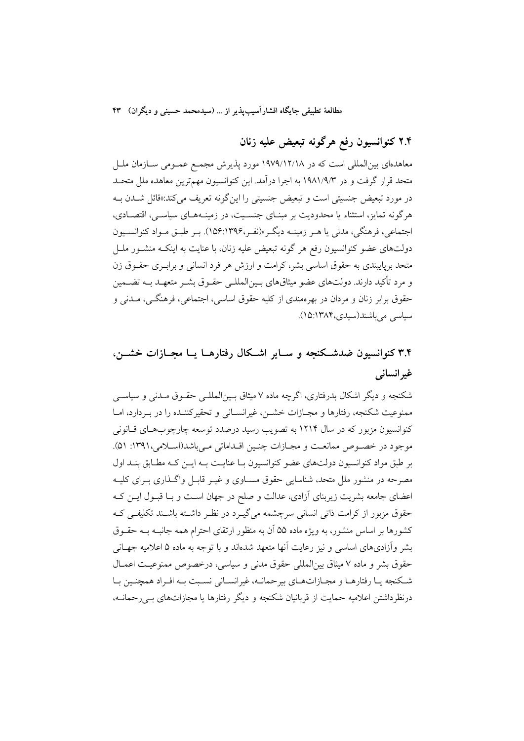## ۲.۴ کنوانسیون رفع هرگونه تبعیض علیه زنان

معاهده‌ای بین‌المللی است که در ۱۹۷۹/۱۲/۱۸ مورد پذیرش مجمع عمومی سازمان ملل متحد قرار گرفت و در ۱۹۸۱/۹/۳ به اجرا درآمد. این کنوانسیون مهم‌ترین معاهده ملل متحد در مورد تبعیض جنسیتی است و تبعیض جنسیتی را این‌گونه تعریف می‌کند:«قائل شدن به هرگونه تمایز، استثناء یا محدودیت بر مبنای جنسیت، در زمینه‌های سیاسی، اقتصادی، اجتماعی، فرهنگی، مدنی یا هر زمینه دیگر»(نفر،۱۳۹۶:۱۵۶). بر طبق مواد کنوانسیون دولت‌های عضو کنوانسیون رفع هر گونه تبعیض علیه زنان، با عنایت به اینکه منشور ملل متحد برپایبندی به حقوق اساسی بشر، کرامت و ارزش هر فرد انسانی و برابری حقوق زن و مرد تأکید دارند. دولت‌های عضو میثاق‌های بین‌المللی حقوق بشر متعهد به تضمین حقوق برابر زنان و مردان در بهره‌مندی از کلیه حقوق اساسی، اجتماعی، فرهنگی، مدنی و سیاسی می‌باشند(سیدی،۱۳۸۴:۱۵).

## ۳.۴ کنوانسیون ضدشکنجه و سایر اشکال رفتارها یا مجازات خشن، غیرانسانی

شکنجه و دیگر اشکال بدرفتاری، اگرچه ماده ۷ میثاق بین‌المللی حقوق مدنی و سیاسی ممنوعیت شکنجه، رفتارها و مجازات خشن، غیرانسانی و تحقیرکننده را در بردارد، اما کنوانسیون مزبور که در سال ۱۲۱۴ به تصویب رسید درصدد توسعه چارچوب‌های قانونی موجود در خصوص ممانعت و مجازات چنین اقداماتی می‌باشد(اسلامی،۱۳۹۱: ۵۱). بر طبق مواد کنوانسیون دولت‌های عضو کنوانسیون با عنایت به این که مطابق بند اول مصرحه در منشور ملل متحد، شناسایی حقوق مساوی و غیر قابل واگذاری برای کلیه اعضای جامعه بشریت زیربنای آزادی، عدالت و صلح در جهان است و با قبول این که حقوق مزبور از کرامت ذاتی انسانی سرچشمه می‌گیرد در نظر داشته باشند تکلیفی که کشورها بر اساس منشور، به ویژه ماده ۵۵ آن به منظور ارتقای احترام همه جانبه به حقوق بشر وآزادی‌های اساسی و نیز رعایت آنها متعهد شده‌اند و با توجه به ماده ۵ اعلامیه جهانی حقوق بشر و ماده ۷ میثاق بین‌المللی حقوق مدنی و سیاسی، درخصوص ممنوعیت اعمال شکنجه یا رفتارها و مجازات‌های بیرحمانه، غیرانسانی نسبت به افراد همچنین با درنظرداشتن اعلامیه حمایت از قربانیان شکنجه و دیگر رفتارها یا مجازات‌های بی‌رحمانه،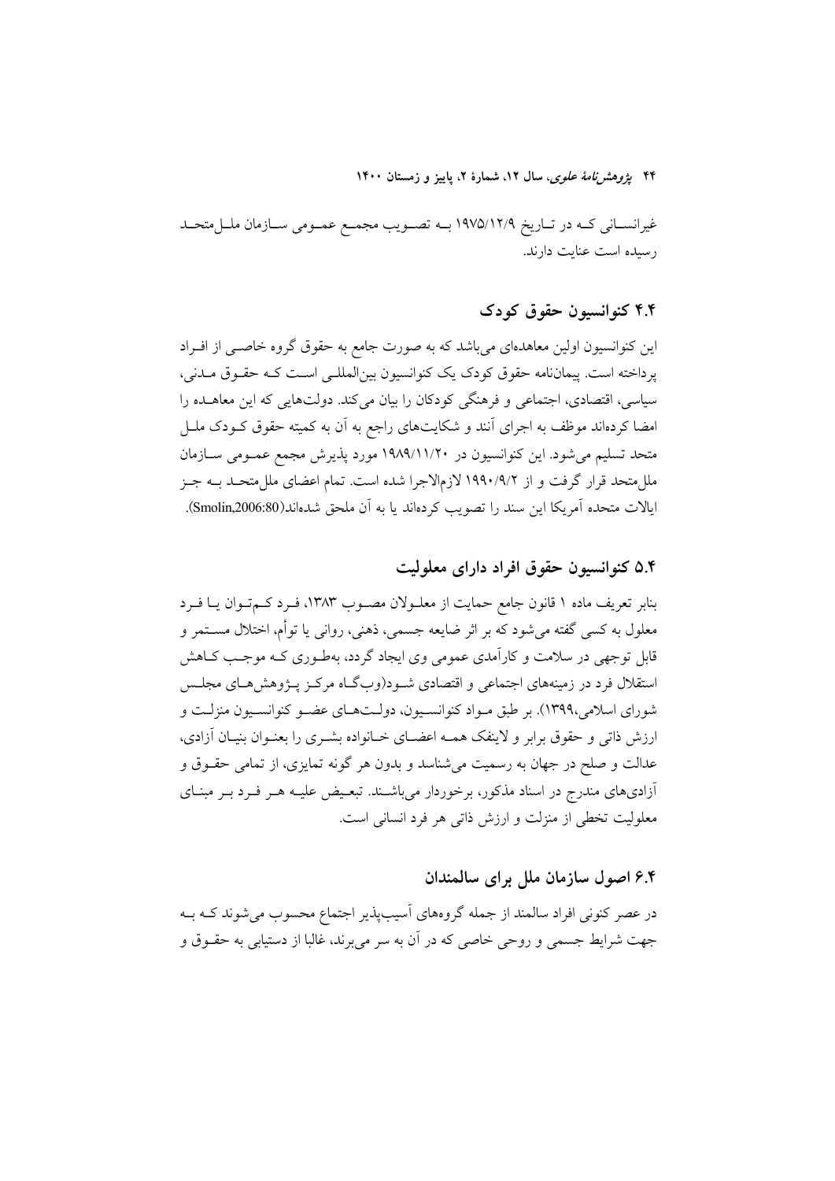غیرانسانی که در تاریخ ۱۹۷۵/۱۲/۹ به تصویب مجمع عمومی سازمان ملل‌متحد رسیده است عنایت دارند.

## ۴.۴ کنوانسیون حقوق کودک

این کنوانسیون اولین معاهده‌ای می‌باشد که به صورت جامع به حقوق گروه خاصی از افراد پرداخته است. پیمان‌نامه حقوق کودک یک کنوانسیون بین‌المللی است که حقوق مدنی، سیاسی، اقتصادی، اجتماعی و فرهنگی کودکان را بیان می‌کند. دولت‌هایی که این معاهده را امضا کرده‌اند موظف به اجرای آنند و شکایت‌های راجع به آن به کمیته حقوق کودک ملل متحد تسلیم می‌شود. این کنوانسیون در ۱۹۸۹/۱۱/۲۰ مورد پذیرش مجمع عمومی سازمان ملل‌متحد قرار گرفت و از ۱۹۹۰/۹/۲ لازم‌الاجرا شده است. تمام اعضای ملل‌متحد به جز ایالات متحده آمریکا این سند را تصویب کرده‌اند یا به آن ملحق شده‌اند(Smolin,2006:80).

## ۵.۴ کنوانسیون حقوق افراد دارای معلولیت

بنابر تعریف ماده ۱ قانون جامع حمایت از معلولان مصوب ۱۳۸۳، فرد کم‌توان یا فرد معلول به کسی گفته می‌شود که بر اثر ضایعه جسمی، ذهنی، روانی یا توأم، اختلال مستمر و قابل توجهی در سلامت و کارآمدی عمومی وی ایجاد گردد، به‌طوری که موجب کاهش استقلال فرد در زمینه‌های اجتماعی و اقتصادی شود(وب‌گاه مرکز پژوهش‌های مجلس شورای اسلامی،۱۳۹۹). بر طبق مواد کنوانسیون، دولت‌های عضو کنوانسیون منزلت و ارزش ذاتی و حقوق برابر و لاینفک همه اعضای خانواده بشری را بعنوان بنیان آزادی، عدالت و صلح در جهان به رسمیت می‌شناسد و بدون هر گونه تمایزی، از تمامی حقوق و آزادی‌های مندرج در اسناد مذکور، برخوردار می‌باشند. تبعیض علیه هر فرد بر مبنای معلولیت تخطی از منزلت و ارزش ذاتی هر فرد انسانی است.

## ۶.۴ اصول سازمان ملل برای سالمندان

در عصر کنونی افراد سالمند از جمله گروه‌های آسیب‌پذیر اجتماع محسوب می‌شوند که به جهت شرایط جسمی و روحی خاصی که در آن به سر می‌برند، غالبا از دستیابی به حقوق و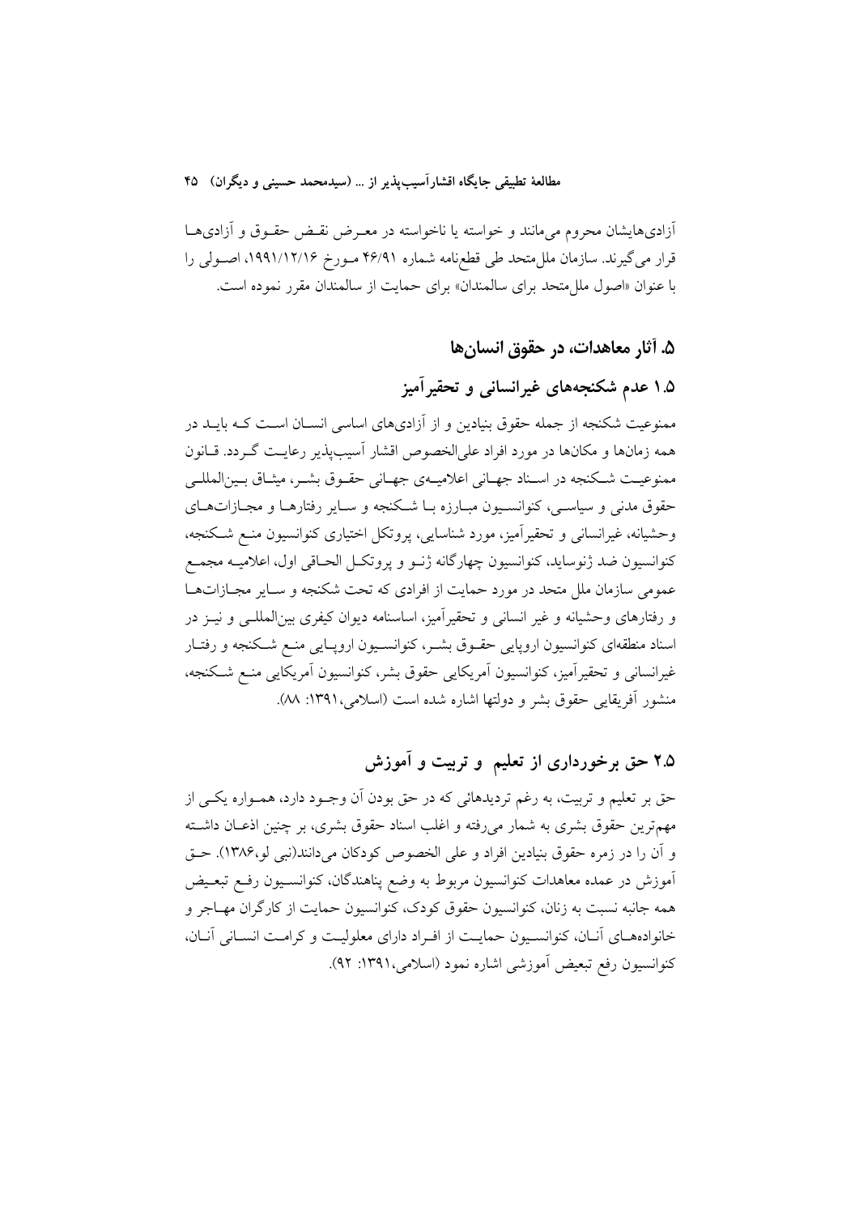آزادی‌هایشان محروم می‌مانند و خواسته یا ناخواسته در معـرض نقـض حقـوق و آزادی‌هـا قرار می‌گیرند. سازمان ملل‌متحد طی قطع‌نامه شماره ۴۶/۹۱ مـورخ ۱۹۹۱/۱۲/۱۶، اصـولی را با عنوان «اصول ملل‌متحد برای سالمندان» برای حمایت از سالمندان مقرر نموده است.

## ۵. آثار معاهدات، در حقوق انسان‌ها

### ۱.۵ عدم شکنجه‌های غیرانسانی و تحقیرآمیز

ممنوعیت شکنجه از جمله حقوق بنیادین و از آزادی‌های اساسی انسـان اسـت کـه بایـد در همه زمان‌ها و مکان‌ها در مورد افراد علی‌الخصوص اقشار آسیب‌پذیر رعایـت گـردد. قـانون ممنوعیـت شـکنجه در اسـناد جهـانی اعلامیـه‌ی جهـانی حقـوق بشـر، میثـاق بـین‌المللـی حقوق مدنی و سیاسـی، کنوانسـیون مبـارزه بـا شـکنجه و سـایر رفتارهـا و مجـازات‌هـای وحشیانه، غیرانسانی و تحقیرآمیز، مورد شناسایی، پروتکل اختیاری کنوانسیون منـع شـکنجه، کنوانسیون ضد ژنوساید، کنوانسیون چهارگانه ژنـو و پروتکـل الحـاقی اول، اعلامیـه مجمـع عمومی سازمان ملل متحد در مورد حمایت از افرادی که تحت شکنجه و سـایر مجـازات‌هـا و رفتارهای وحشیانه و غیر انسانی و تحقیرآمیز، اساسنامه دیوان کیفری بین‌المللـی و نیـز در اسناد منطقه‌ای کنوانسیون اروپایی حقـوق بشـر، کنوانسـیون اروپـایی منـع شـکنجه و رفتـار غیرانسانی و تحقیرآمیز، کنوانسیون آمریکایی حقوق بشر، کنوانسیون آمریکایی منـع شـکنجه، منشور آفریقایی حقوق بشر و دولتها اشاره شده است (اسلامی،۱۳۹۱: ۸۸).

### ۲.۵ حق برخورداری از تعلیم و تربیت و آموزش

حق بر تعلیم و تربیت، به رغم تردیدهائی که در حق بودن آن وجـود دارد، همـواره یکـی از مهم‌ترین حقوق بشری به شمار می‌رفته و اغلب اسناد حقوق بشری، بر چنین اذعـان داشـته و آن را در زمره حقوق بنیادین افراد و علی الخصوص کودکان می‌دانند(نبی لو،۱۳۸۶). حـق آموزش در عمده معاهدات کنوانسیون مربوط به وضع پناهندگان، کنوانسـیون رفـع تبعـیض همه جانبه نسبت به زنان، کنوانسیون حقوق کودک، کنوانسیون حمایت از کارگران مهـاجر و خانواده‌هـای آنـان، کنوانسـیون حمایـت از افـراد دارای معلولیـت و کرامـت انسـانی آنـان، کنوانسیون رفع تبعیض آموزشی اشاره نمود (اسلامی،۱۳۹۱: ۹۲).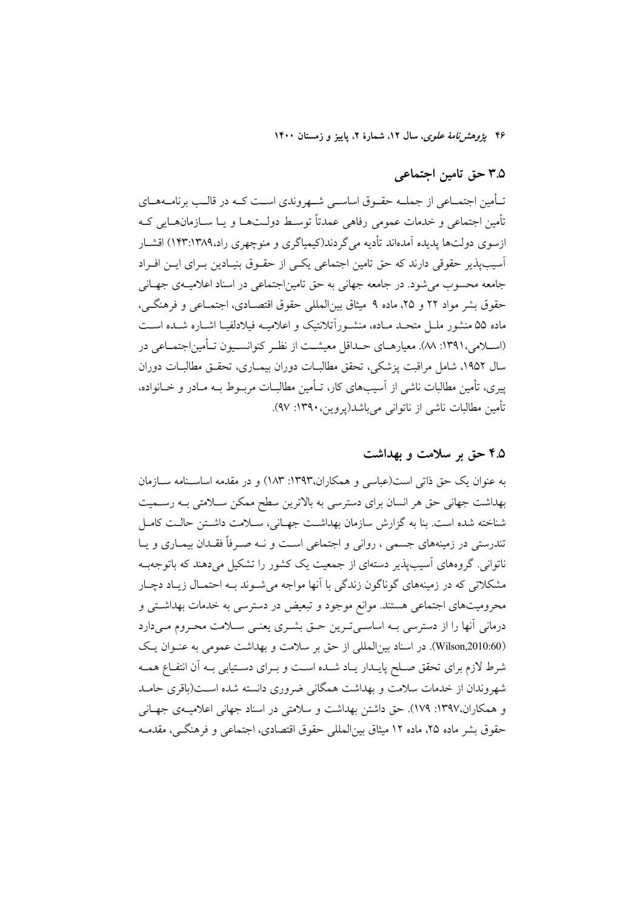## ۳.۵ حق تامین اجتماعی

تـأمین اجتمـاعی از جملـه حقـوق اساسـی شـهروندی اسـت کـه در قالـب برنامـه‌هـای تأمین اجتماعی و خدمات عمومی رفاهی عمدتاً توسـط دولـت‌هـا و یـا سـازمان‌هـایی کـه ازسوی دولت‌ها پدیده آمده‌اند تأدیه می‌گردند(کیمیاگری و منوچهری راد،۱۳۸۹:۱۴۳) اقشـار آسیب‌پذیر حقوقی دارند که حق تامین اجتماعی یکـی از حقـوق بنیـادین بـرای ایـن افـراد جامعه محسوب می‌شود. در جامعه جهانی به حق تامین‌اجتماعی در اسناد اعلامیـه‌ی جهـانی حقوق بشر مواد ۲۲ و ۲۵، ماده ۹ میثاق بین‌المللی حقوق اقتصـادی، اجتمـاعی و فرهنگـی، ماده ۵۵ منشور ملـل متحـد مـاده، منشـورآتلانتیک و اعلامیـه فیلادلفیـا اشـاره شـده اسـت (اسـلامی،۱۳۹۱: ۸۸). معیارهـای حـداقل معیشـت از نظـر کنوانسـیون تـأمین‌اجتمـاعی در سال ۱۹۵۲، شامل مراقبت پزشکی، تحقق مطالبـات دوران بیمـاری، تحقـق مطالبـات دوران پیری، تأمین مطالبات ناشی از آسیب‌های کار، تـأمین مطالبـات مربـوط بـه مـادر و خـانواده، تأمین مطالبات ناشی از ناتوانی می‌باشد(پروین،۱۳۹۰: ۹۷).

## ۴.۵ حق بر سلامت و بهداشت

به عنوان یک حق ذاتی است(عباسی و همکاران،۱۳۹۳: ۱۸۳) و در مقدمه اساسـنامه سـازمان بهداشت جهانی حق هر انسان برای دسترسی به بالاترین سطح ممکن سـلامتی بـه رسـمیت شناخته شده است. بنا به گزارش سازمان بهداشـت جهـانی، سـلامت داشـتن حالـت کامـل تندرستی در زمینه‌های جسمی ، روانی و اجتماعی اسـت و نـه صـرفاً فقـدان بیمـاری و یـا ناتوانی. گروه‌های آسیب‌پذیر دسته‌ای از جمعیت یک کشور را تشکیل می‌دهند که باتوجه‌بـه مشکلاتی که در زمینه‌های گوناگون زندگی با آنها مواجه می‌شـوند بـه احتمـال زیـاد دچـار محرومیت‌های اجتماعی هستند. موانع موجود و تبعیض در دسترسی به خدمات بهداشـتی و درمانی آنها را از دسترسی بـه اساسـی‌تـرین حـق بشـری یعنـی سـلامت محـروم مـی‌دارد (Wilson,2010:60). در اسناد بین‌المللی از حق بر سلامت و بهداشت عمومی به عنـوان یـک شرط لازم برای تحقق صـلح پایـدار یـاد شـده اسـت و بـرای دسـتیابی بـه آن انتفـاع همـه شهروندان از خدمات سلامت و بهداشت همگانی ضروری دانسته شده اسـت(باقری حامـد و همکاران،۱۳۹۷: ۱۷۹). حق داشتن بهداشت و سلامتی در اسناد جهانی اعلامیـه‌ی جهـانی حقوق بشر ماده ۲۵، ماده ۱۲ میثاق بین‌المللی حقوق اقتصادی، اجتماعی و فرهنگـی، مقدمـه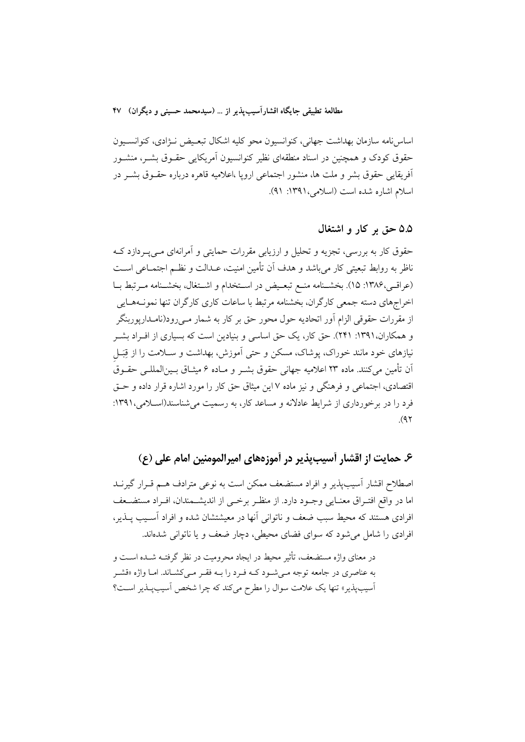اساس‌نامه سازمان بهداشت جهانی، کنوانسیون محو کلیه اشکال تبعیض نـژادی، کنوانسـیون حقوق کودک و همچنین در اسناد منطقه‌ای نظیر کنوانسیون آمریکایی حقـوق بشـر، منشـور آفریقایی حقوق بشر و ملت ها، منشور اجتماعی اروپا ،اعلامیه قاهره درباره حقـوق بشـر در اسلام اشاره شده است (اسلامی،۱۳۹۱: ۹۱).

### ۵.۵ حق بر کار و اشتغال

حقوق کار به بررسی، تجزیه و تحلیل و ارزیابی مقررات حمایتی و آمرانه‌ای مـی‌پـردازد کـه ناظر به روابط تبعیتی کار می‌باشد و هدف آن تأمین امنیت، عـدالت و نظـم اجتمـاعی اسـت (عراقـی،۱۳۸۶: ۱۵). بخشـنامه منـع تبعـیض در اسـتخدام و اشـتغال، بخشـنامه مـرتبط بـا اخراج‌های دسته جمعی کارگران، بخشنامه مرتبط با ساعات کاری کارگران تنها نمونـه‌هـایی از مقررات حقوقی الزام آور اتحادیه حول محور حق بر کار به شمار مـی‌رود(نامـدارپوربنگر و همکاران،۱۳۹۱: ۲۴۱). حق کار، یک حق اساسی و بنیادین است که بسیاری از افـراد بشـر نیازهای خود مانند خوراک، پوشاک، مسکن و حتی آموزش، بهداشت و سـلامت را از قِبَـلِ آن تأمین می‌کنند. ماده ۲۳ اعلامیه جهانی حقوق بشـر و مـاده ۶ میثـاق بـین‌المللـی حقـوق اقتصادی، اجتماعی و فرهنگی و نیز ماده ۷ این میثاق حق کار را مورد اشاره قرار داده و حـق فرد را در برخورداری از شرایط عادلانه و مساعد کار، به رسمیت می‌شناسند(اسـلامی،۱۳۹۱: ۹۲).

## ۶. حمایت از اقشار آسیب‌پذیر در آموزه‌های امیرالمومنین امام علی (ع)

اصطلاح اقشار آسیب‌پذیر و افراد مستضعف ممکن است به نوعی مترادف هـم قـرار گیرنـد اما در واقع افتـراق معنـایی وجـود دارد. از منظـر برخـی از اندیشـمندان، افـراد مستضـعف افرادی هستند که محیط سبب ضعف و ناتوانی آنها در معیشتشان شده و افراد آسـیب پـذیر، افرادی را شامل می‌شود که سوای فضای محیطی، دچار ضعف و یا ناتوانی شده‌اند.

> در معنای واژه مستضعف، تأثیر محیط در ایجاد محرومیت در نظر گرفتـه شـده اسـت و به عناصری در جامعه توجه مـی‌شـود کـه فـرد را بـه فقـر مـی‌کشـاند. امـا واژه «قشـر آسیب‌پذیر» تنها یک علامت سوال را مطرح می‌کند که چرا شخص آسیب‌پـذیر اسـت؟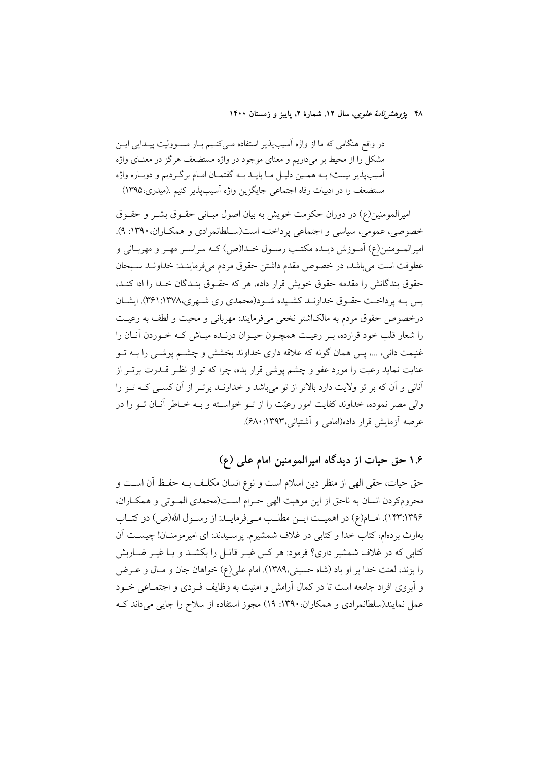در واقع هنگامی که ما از واژه آسیب‌پذیر استفاده می‌کنیم بار مسوولیت پیدایی این مشکل را از محیط بر می‌داریم و معنای موجود در واژه مستضعف هرگز در معنای واژه آسیب‌پذیر نیست؛ به همین دلیل ما باید به گفتمان امام برگردیم و دوباره واژه مستضعف را در ادبیات رفاه اجتماعی جایگزین واژه آسیب‌پذیر کنیم .(میدری،۱۳۹۵)

امیرالمومنین(ع) در دوران حکومت خویش به بیان اصول مبانی حقوق بشر و حقوق خصوصی، عمومی، سیاسی و اجتماعی پرداخته است(سلطانمرادی و همکاران،۱۳۹۰: ۹). امیرالمومنین(ع) آموزش دیده مکتب رسول خدا(ص) که سراسر مهر و مهربانی و عطوفت است می‌باشد، در خصوص مقدم داشتن حقوق مردم می‌فرمایند: خداوند سبحان حقوق بندگانش را مقدمه حقوق خویش قرار داده، هر که حقوق بندگان خدا را ادا کند، پس به پرداخت حقوق خداوند کشیده شود(محمدی ری شهری،۱۳۷۸:۳۶۱). ایشان درخصوص حقوق مردم به مالک‌اشتر نخعی می‌فرمایند: مهربانی و محبت و لطف به رعیت را شعار قلب خود قرارده، بر رعیت همچون حیوان درنده مباش که خوردن آنان را غنیمت دانی، ...، پس همان گونه که علاقه داری خداوند بخشش و چشم پوشی را به تو عنایت نماید رعیت را مورد عفو و چشم پوشی قرار بده، چرا که تو از نظر قدرت برتر از آنانی و آن که بر تو ولایت دارد بالاتر از تو می‌باشد و خداوند برتر از آن کسی که تو را والی مصر نموده، خداوند کفایت امور رعیّت را از تو خواسته و به خاطر آنان تو را در عرصه آزمایش قرار داده(امامی و آشتیانی،۱۳۹۳:۶۸۰).

## ۱.۶ حق حیات از دیدگاه امیرالمومنین امام علی (ع)

حق حیات، حقی الهی از منظر دین اسلام است و نوع انسان مکلف به حفظ آن است و محروم‌کردن انسان به ناحق از این موهبت الهی حرام است(محمدی الموتی و همکاران، ۱۳۹۶:۱۴۳). امام(ع) در اهمیت این مطلب می‌فرماید: از رسول الله(ص) دو کتاب بەارث بردەام، کتاب خدا و کتابی در غلاف شمشیرم. پرسیدند: ای امیرمومنان! چیست آن کتابی که در غلاف شمشیر داری؟ فرمود: هر کس غیر قاتل را بکشد و یا غیر ضاربش را بزند، لعنت خدا بر او باد (شاه حسینی،۱۳۸۹). امام علی(ع) خواهان جان و مال و عرض و آبروی افراد جامعه است تا در کمال آرامش و امنیت به وظایف فردی و اجتماعی خود عمل نمایند(سلطانمرادی و همکاران،۱۳۹۰: ۱۹) مجوز استفاده از سلاح را جایی می‌داند که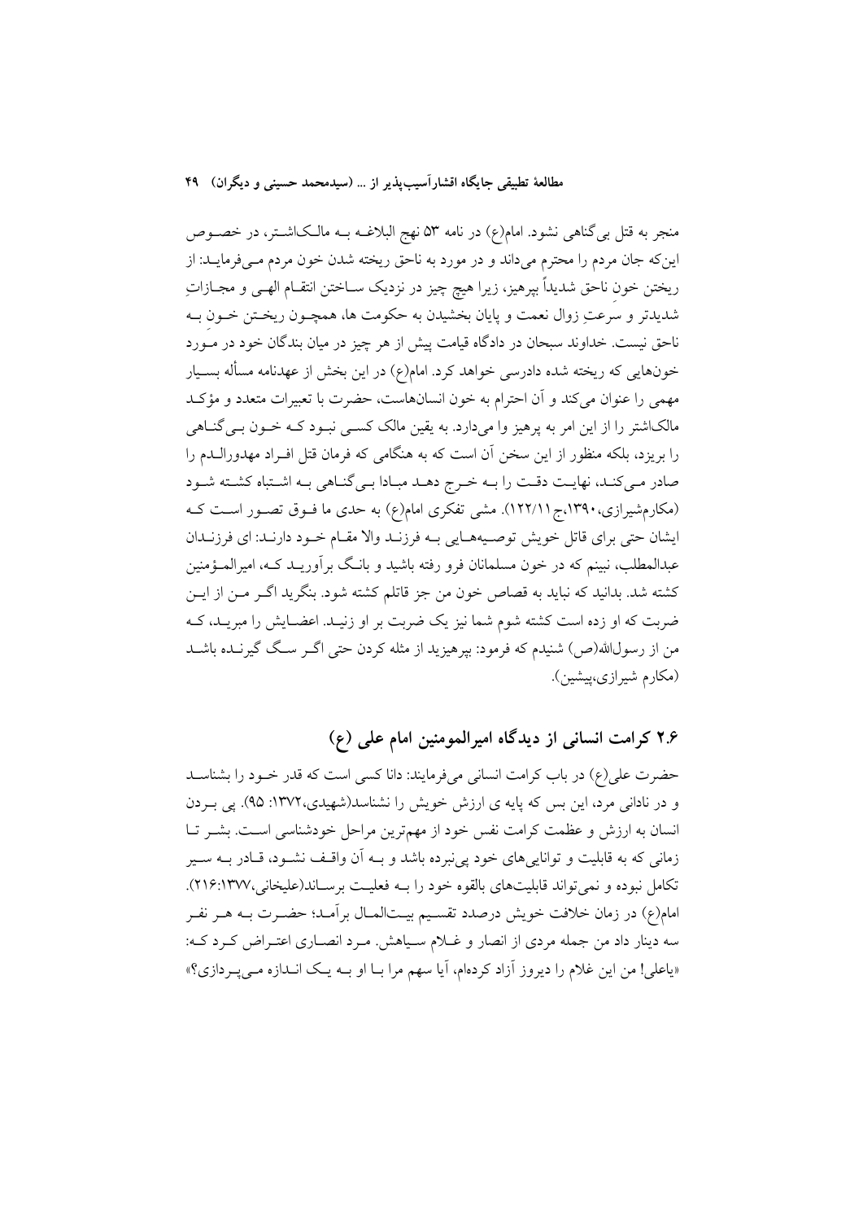منجر به قتل بی‌گناهی نشود. امام(ع) در نامه ۵۳ نهج البلاغـه بـه مالـک‌اشـتر، در خصـوص این‌که جان مردم را محترم می‌داند و در مورد به ناحق ریخته شدن خون مردم مـی‌فرمایـد: از ریختن خونِ ناحق شدیداً بپرهیز، زیرا هیچ چیز در نزدیک سـاختن انتقـام الهـی و مجـازاتِ شدیدتر و سرعتِ زوال نعمت و پایان بخشیدن به حکومت ها، همچـون ریخـتن خـونِ بـه ناحق نیست. خداوند سبحان در دادگاه قیامت پیش از هر چیز در میان بندگان خود در مـورد خون‌هایی که ریخته شده دادرسی خواهد کرد. امام(ع) در این بخش از عهدنامه مسأله بسـیار مهمی را عنوان می‌کند و آن احترام به خون انسان‌هاست، حضرت با تعبیرات متعدد و مؤکـد مالک‌اشتر را از این امر به پرهیز وا می‌دارد. به یقین مالک کسـی نبـود کـه خـون بـی‌گنـاهی را بریزد، بلکه منظور از این سخن آن است که به هنگامی که فرمان قتل افـراد مهدورالـدم را صادر مـی‌کنـد، نهایـت دقـت را بـه خـرج دهـد مبـادا بـی‌گنـاهی بـه اشـتباه کشـته شـود (مکارم‌شیرازی،۱۳۹۰،ج۱۲۲/۱۱). مشی تفکری امام(ع) به حدی ما فـوق تصـور اسـت کـه ایشان حتی برای قاتل خویش توصـیه‌هـایی بـه فرزنـد والا مقـام خـود دارنـد: ای فرزنـدان عبدالمطلب، نبینم که در خون مسلمانان فرو رفته باشید و بانـگ برآوریـد کـه، امیرالمـؤمنین کشته شد. بدانید که نباید به قصاص خون من جز قاتلم کشته شود. بنگرید اگـر مـن از ایـن ضربت که او زده است کشته شوم شما نیز یک ضربت بر او زنیـد. اعضـایش را مبریـد، کـه من از رسول‌الله(ص) شنیدم که فرمود: بپرهیزید از مثله کردن حتی اگـر سـگ گیرنـده باشـد (مکارم شیرازی،پیشین).

## ۲.۶ کرامت انسانی از دیدگاه امیرالمومنین امام علی (ع)

حضرت علی(ع) در باب کرامت انسانی می‌فرمایند: دانا کسی است که قدر خـود را بشناسـد و در نادانی مرد، این بس که پایه ی ارزش خویش را نشناسد(شهیدی،۱۳۷۲: ۹۵). پی بـردن انسان به ارزش و عظمت کرامت نفس خود از مهم‌ترین مراحل خودشناسی اسـت. بشـر تـا زمانی که به قابلیت و توانایی‌های خود پی‌نبرده باشد و بـه آن واقـف نشـود، قـادر بـه سـیر تکامل نبوده و نمی‌تواند قابلیت‌های بالقوه خود را بـه فعلیـت برسـاند(علیخانی،۱۳۷۷:۲۱۶). امام(ع) در زمان خلافت خویش درصدد تقسـیم بیـت‌المـال برآمـد؛ حضـرت بـه هـر نفـر سه دینار داد من جمله مردی از انصار و غـلام سـیاهش. مـرد انصـاری اعتـراض کـرد کـه: «یاعلی! من این غلام را دیروز آزاد کرده‌ام، آیا سهم مرا بـا او بـه یـک انـدازه مـی‌پـردازی؟»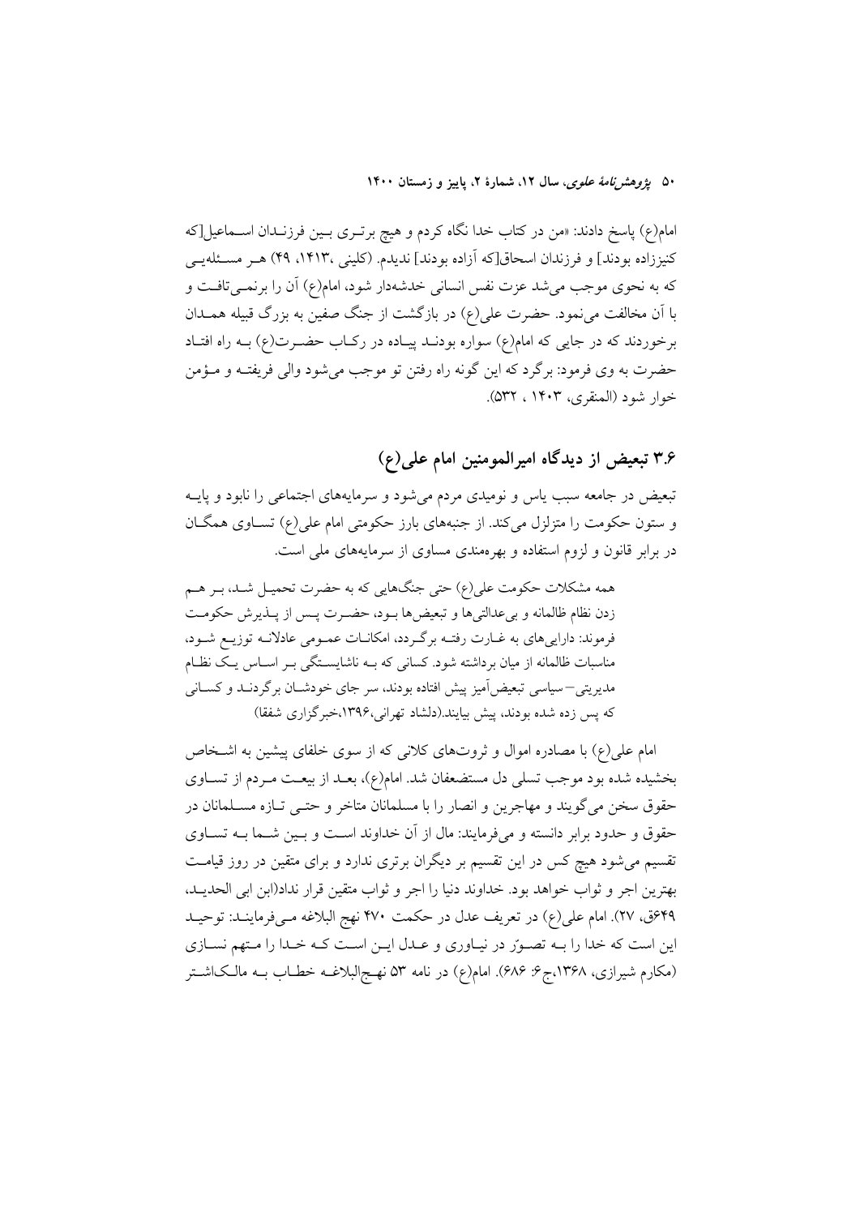امام(ع) پاسخ دادند: «من در کتاب خدا نگاه کردم و هیچ برتری بین فرزندان اسماعیل[که کنیززاده بودند] و فرزندان اسحاق[که آزاده بودند] ندیدم. (کلینی ،۱۴۱۳، ۴۹) هر مسئله‌یی که به نحوی موجب می‌شد عزت نفس انسانی خدشه‌دار شود، امام(ع) آن را برنمی‌تافت و با آن مخالفت می‌نمود. حضرت علی(ع) در بازگشت از جنگ صفین به بزرگ قبیله همدان برخوردند که در جایی که امام(ع) سواره بودند پیاده در رکاب حضرت(ع) به راه افتاد حضرت به وی فرمود: برگرد که این گونه راه رفتن تو موجب می‌شود والی فریفته و مؤمن خوار شود (المنقری، ۱۴۰۳ ، ۵۳۲).

## ۳.۶ تبعیض از دیدگاه امیرالمومنین امام علی(ع)

تبعیض در جامعه سبب یاس و نومیدی مردم می‌شود و سرمایه‌های اجتماعی را نابود و پایه و ستون حکومت را متزلزل می‌کند. از جنبه‌های بارز حکومتی امام علی(ع) تساوی همگان در برابر قانون و لزوم استفاده و بهره‌مندی مساوی از سرمایه‌های ملی است.

> همه مشکلات حکومت علی(ع) حتی جنگ‌هایی که به حضرت تحمیل شد، بر هم زدن نظام ظالمانه و بی‌عدالتی‌ها و تبعیض‌ها بود، حضرت پس از پذیرش حکومت فرمودند: دارایی‌های به غارت رفته برگردد، امکانات عمومی عادلانه توزیع شود، مناسبات ظالمانه از میان برداشته شود. کسانی که به ناشایستگی بر اساس یک نظام مدیریتی–سیاسی تبعیض‌آمیز پیش افتاده بودند، سر جای خودشان برگردند و کسانی که پس زده شده بودند، پیش بیایند.(دلشاد تهرانی،۱۳۹۶،خبرگزاری شفقا)

امام علی(ع) با مصادره اموال و ثروت‌های کلانی که از سوی خلفای پیشین به اشخاص بخشیده شده بود موجب تسلی دل مستضعفان شد. امام(ع)، بعد از بیعت مردم از تساوی حقوق سخن می‌گویند و مهاجرین و انصار را با مسلمانان متاخر و حتی تازه مسلمانان در حقوق و حدود برابر دانسته و می‌فرمایند: مال از آن خداوند است و بین شما به تساوی تقسیم می‌شود هیچ کس در این تقسیم بر دیگران برتری ندارد و برای متقین در روز قیامت بهترین اجر و ثواب خواهد بود. خداوند دنیا را اجر و ثواب متقین قرار نداد(ابن ابی الحدید، ۶۴۹ق، ۲۷). امام علی(ع) در تعریف عدل در حکمت ۴۷۰ نهج البلاغه می‌فرمایند: توحید این است که خدا را به تصوّر در نیاوری و عدل این است که خدا را متهم نسازی (مکارم شیرازی، ۱۳۶۸،ج۶: ۶۸۶). امام(ع) در نامه ۵۳ نهج‌البلاغه خطاب به مالک‌اشتر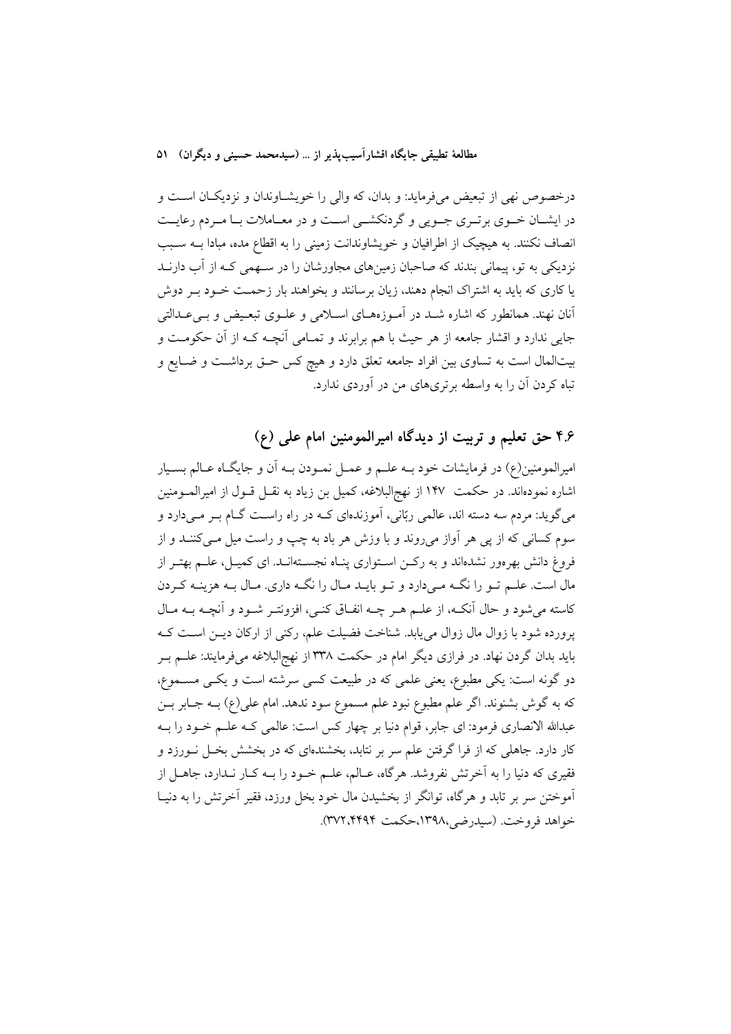درخصوص نهی از تبعیض می‌فرماید: و بدان، که والی را خویشاوندان و نزدیکان است و در ایشان خوی برتری جویی و گردنکشی است و در معاملات با مردم رعایت انصاف نکنند. به هیچیک از اطرافیان و خویشاوندانت زمینی را به اقطاع مده، مبادا به سبب نزدیکی به تو، پیمانی بندند که صاحبان زمین‌های مجاورشان را در سهمی که از آب دارند یا کاری که باید به اشتراک انجام دهند، زیان برسانند و بخواهند بار زحمت خود بر دوش آنان نهند. همانطور که اشاره شد در آموزه‌های اسلامی و علوی تبعیض و بی‌عدالتی جایی ندارد و اقشار جامعه از هر حیث با هم برابرند و تمامی آنچه که از آن حکومت و بیت‌المال است به تساوی بین افراد جامعه تعلق دارد و هیچ کس حق برداشت و ضایع و تباه کردن آن را به واسطه برتری‌های من در آوردی ندارد.

## ۴.۶ حق تعلیم و تربیت از دیدگاه امیرالمومنین امام علی (ع)

امیرالمومنین(ع) در فرمایشات خود به علم و عمل نمودن به آن و جایگاه عالم بسیار اشاره نموده‌اند. در حکمت ۱۴۷ از نهج‌البلاغه، کمیل بن زیاد به نقل قول از امیرالمومنین می‌گوید: مردم سه دسته اند، عالمی ربّانی، آموزنده‌ای که در راه راست گام بر می‌دارد و سوم کسانی که از پی هر آواز می‌روند و با وزش هر باد به چپ و راست میل می‌کنند و از فروغ دانش بهره‌ور نشده‌اند و به رکن استواری پناه نجسته‌اند. ای کمیل، علم بهتر از مال است. علم تو را نگه می‌دارد و تو باید مال را نگه داری. مال به هزینه کردن کاسته می‌شود و حال آنکه، از علم هر چه انفاق کنی، افزونتر شود و آنچه به مال پرورده شود با زوال مال زوال می‌یابد. شناخت فضیلت علم، رکنی از ارکان دین است که باید بدان گردن نهاد. در فرازی دیگر امام در حکمت ۳۳۸ از نهج‌البلاغه می‌فرمایند: علم بر دو گونه است: یکی مطبوع، یعنی علمی که در طبیعت کسی سرشته است و یکی مسموع، که به گوش بشنوند. اگر علم مطبوع نبود علم مسموع سود ندهد. امام علی(ع) به جابر بن عبدالله الانصاری فرمود: ای جابر، قوام دنیا بر چهار کس است: عالمی که علم خود را به کار دارد. جاهلی که از فرا گرفتن علم سر بر نتابد، بخشنده‌ای که در بخشش بخل نورزد و فقیری که دنیا را به آخرتش نفروشد. هرگاه، عالم، علم خود را به کار ندارد، جاهل از آموختن سر بر تابد و هرگاه، توانگر از بخشیدن مال خود بخل ورزد، فقیر آخرتش را به دنیا خواهد فروخت. (سیدرضی،۱۳۹۸،حکمت ۳۷۲،۴۴۹۴).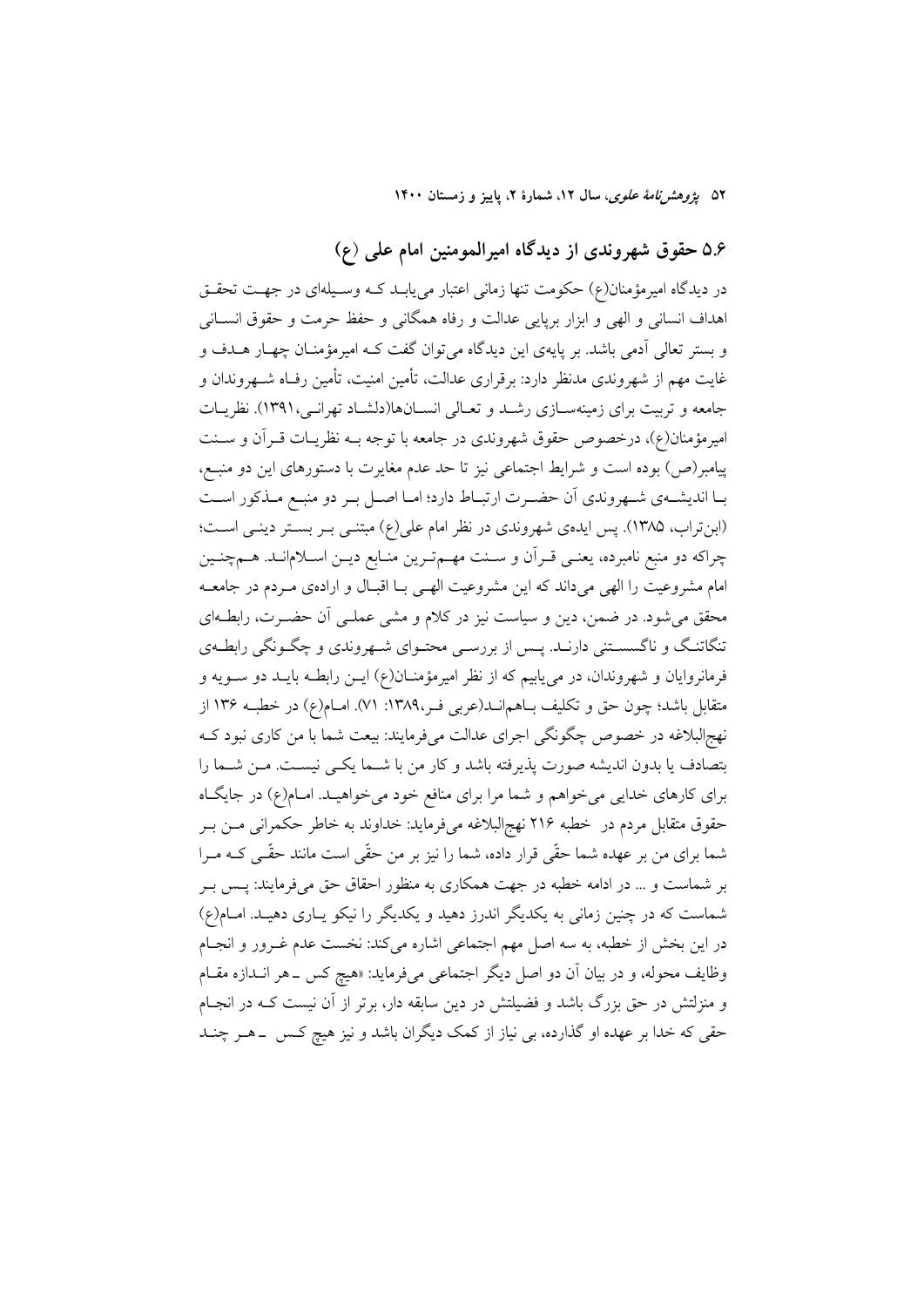## ۵.۶ حقوق شهروندی از دیدگاه امیرالمومنین امام علی (ع)

در دیدگاه امیرمؤمنان(ع) حکومت تنها زمانی اعتبار می‌یابد که وسیله‌ای در جهت تحقق اهداف انسانی و الهی و ابزار برپایی عدالت و رفاه همگانی و حفظ حرمت و حقوق انسانی و بستر تعالی آدمی باشد. بر پایه‌ی این دیدگاه می‌توان گفت که امیرمؤمنان چهار هدف و غایت مهم از شهروندی مدنظر دارد: برقراری عدالت، تأمین امنیت، تأمین رفاه شهروندان و جامعه و تربیت برای زمینه‌سازی رشد و تعالی انسان‌ها(دلشاد تهرانی، ۱۳۹۱). نظریات امیرمؤمنان(ع)، درخصوص حقوق شهروندی در جامعه با توجه به نظریات قرآن و سنت پیامبر(ص) بوده است و شرایط اجتماعی نیز تا حد عدم مغایرت با دستورهای این دو منبع، با اندیشه‌ی شهروندی آن حضرت ارتباط دارد؛ اما اصل بر دو منبع مذکور است (ابن‌تراب، ۱۳۸۵). پس ایده‌ی شهروندی در نظر امام علی(ع) مبتنی بر بستر دینی است؛ چراکه دو منبع نامبرده، یعنی قرآن و سنت مهم‌ترین منابع دین اسلام‌اند. هم‌چنین امام مشروعیت را الهی می‌داند که این مشروعیت الهی با اقبال و اراده‌ی مردم در جامعه محقق می‌شود. در ضمن، دین و سیاست نیز در کلام و مشی عملی آن حضرت، رابطه‌ای تنگاتنگ و ناگسستنی دارند. پس از بررسی محتوای شهروندی و چگونگی رابطه‌ی فرمانروایان و شهروندان، در می‌یابیم که از نظر امیرمؤمنان(ع) این رابطه باید دو سویه و متقابل باشد؛ چون حق و تکلیف باهم‌اند(عربی فر،۱۳۸۹: ۷۱). امام(ع) در خطبه ۱۳۶ از نهج‌البلاغه در خصوص چگونگی اجرای عدالت می‌فرمایند: بیعت شما با من کاری نبود که بتصادف یا بدون اندیشه صورت پذیرفته باشد و کار من با شما یکی نیست. من شما را برای کارهای خدایی می‌خواهم و شما مرا برای منافع خود می‌خواهید. امام(ع) در جایگاه حقوق متقابل مردم در خطبه ۲۱۶ نهج‌البلاغه می‌فرماید: خداوند به خاطر حکمرانی من بر شما برای من بر عهده شما حقّی قرار داده، شما را نیز بر من حقّی است مانند حقّی که مرا بر شماست و ... در ادامه خطبه در جهت همکاری به منظور احقاق حق می‌فرمایند: پس بر شماست که در چنین زمانی به یکدیگر اندرز دهید و یکدیگر را نیکو یاری دهید. امام(ع) در این بخش از خطبه، به سه اصل مهم اجتماعی اشاره می‌کند: نخست عدم غرور و انجام وظایف محوله، و در بیان آن دو اصل دیگر اجتماعی می‌فرماید: «هیچ کس ـ هر اندازه مقام و منزلتش در حق بزرگ باشد و فضیلتش در دین سابقه دار، برتر از آن نیست که در انجام حقی که خدا بر عهده او گذارده، بی نیاز از کمک دیگران باشد و نیز هیچ کس ـ هر چند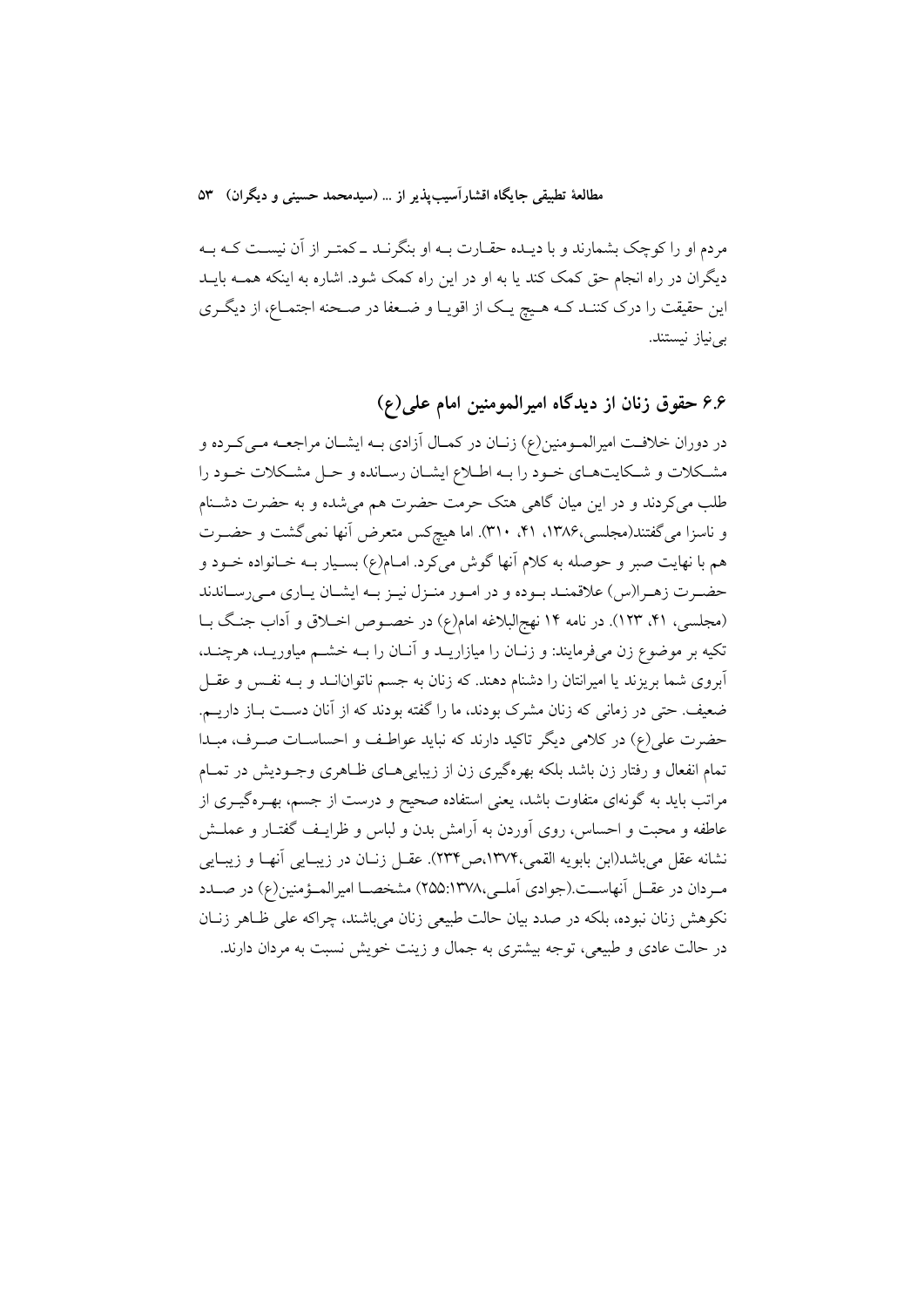مردم او را کوچک بشمارند و با دیـده حقـارت بـه او بنگرنـد ـ کمتـر از آن نیسـت کـه بـه دیگران در راه انجام حق کمک کند یا به او در این راه کمک شود. اشاره به اینکه همـه بایـد این حقیقت را درک کننـد کـه هـیچ یـک از اقویـا و ضـعفا در صـحنه اجتمـاع، از دیگـری بی‌نیاز نیستند.

## ۶.۶ حقوق زنان از دیدگاه امیرالمومنین امام علی(ع)

در دوران خلافـت امیرالمـومنین(ع) زنـان در کمـال آزادی بـه ایشـان مراجعـه مـی‌کـرده و مشـکلات و شـکایت‌هـای خـود را بـه اطـلاع ایشـان رسـانده و حـل مشـکلات خـود را طلب می‌کردند و در این میان گاهی هتک حرمت حضرت هم می‌شده و به حضرت دشـنام و ناسزا می‌گفتند(مجلسی،۱۳۸۶، ۴۱، ۳۱۰). اما هیچ‌کس متعرض آنها نمی‌گشت و حضـرت هم با نهایت صبر و حوصله به کلام آنها گوش می‌کرد. امـام(ع) بسـیار بـه خـانواده خـود و حضـرت زهـرا(س) علاقمنـد بـوده و در امـور منـزل نیـز بـه ایشـان یـاری مـی‌رسـاندند (مجلسی، ۴۱، ۱۲۳). در نامه ۱۴ نهج‌البلاغه امام(ع) در خصـوص اخـلاق و آداب جنـگ بـا تکیه بر موضوع زن می‌فرمایند: و زنـان را میازاریـد و آنـان را بـه خشـم میاوریـد، هرچنـد، آبروی شما بریزند یا امیرانتان را دشنام دهند. که زنان به جسم ناتوانانـد و بـه نفـس و عقـل ضعیف. حتی در زمانی که زنان مشرک بودند، ما را گفته بودند که از آنان دسـت بـاز داریـم. حضرت علی(ع) در کلامی دیگر تاکید دارند که نباید عواطـف و احساسـات صـرف، مبـدا تمام انفعال و رفتار زن باشد بلکه بهره‌گیری زن از زیبایی‌هـای ظـاهری وجـودیش در تمـام مراتب باید به گونه‌ای متفاوت باشد، یعنی استفاده صحیح و درست از جسم، بهـره‌گیـری از عاطفه و محبت و احساس، روی آوردن به آرامش بدن و لباس و ظرایـف گفتـار و عملـش نشانه عقل می‌باشد(ابن بابویه القمی،۱۳۷۴،ص۲۳۴). عقـل زنـان در زیبـایی آنهـا و زیبـایی مـردان در عقـل آنهاسـت.(جوادی آملـی،۱۳۷۸:۲۵۵) مشخصـا امیرالمـؤمنین(ع) در صـدد نکوهش زنان نبوده، بلکه در صدد بیان حالت طبیعی زنان می‌باشند، چراکه علی ظـاهر زنـان در حالت عادی و طبیعی، توجه بیشتری به جمال و زینت خویش نسبت به مردان دارند.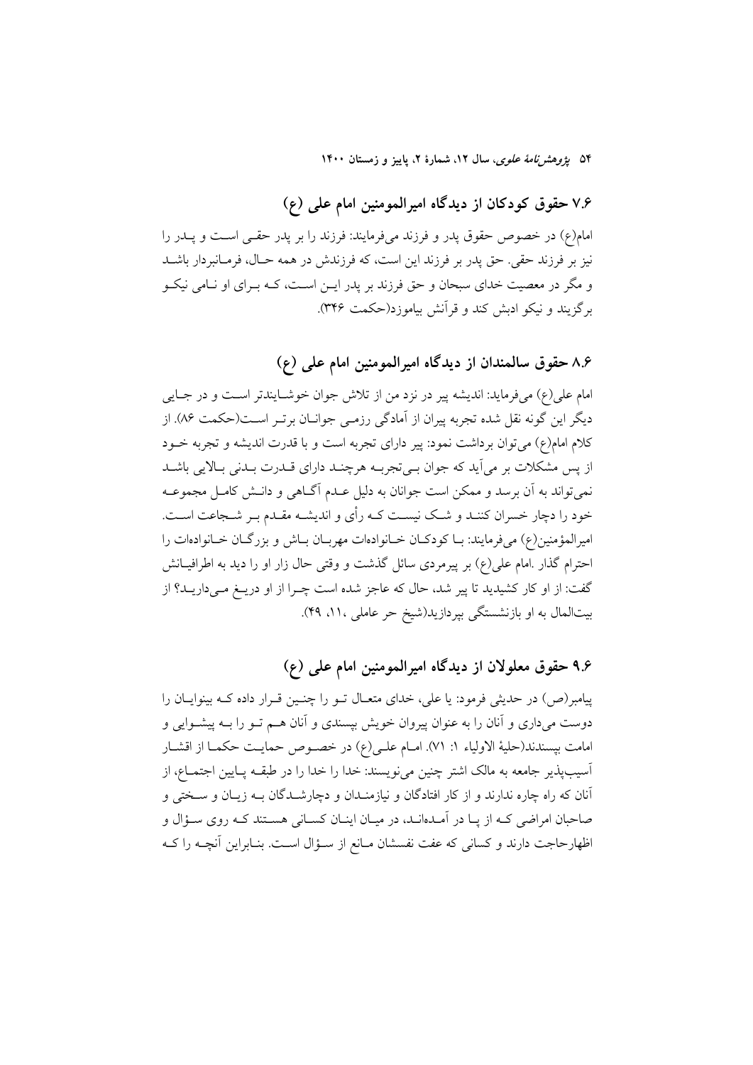## ۷.۶ حقوق کودکان از دیدگاه امیرالمومنین امام علی (ع)

امام(ع) در خصوص حقوق پدر و فرزند می‌فرمایند: فرزند را بر پدر حقـی اسـت و پـدر را نیز بر فرزند حقی. حق پدر بر فرزند این است، که فرزندش در همه حـال، فرمـانبردار باشـد و مگر در معصیت خدای سبحان و حق فرزند بر پدر ایـن اسـت، کـه بـرای او نـامی نیکـو برگزیند و نیکو ادبش کند و قرآنش بیاموزد(حکمت ۳۴۶).

## ۸.۶ حقوق سالمندان از دیدگاه امیرالمومنین امام علی (ع)

امام علی(ع) می‌فرماید: اندیشه پیر در نزد من از تلاش جوان خوشـایندتر اسـت و در جـایی دیگر این گونه نقل شده تجربه پیران از آمادگی رزمـی جوانـان برتـر اسـت(حکمت ۸۶). از کلام امام(ع) می‌توان برداشت نمود: پیر دارای تجربه است و با قدرت اندیشه و تجربه خـود از پس مشکلات بر می‌آید که جوان بـی‌تجربـه هرچنـد دارای قـدرت بـدنی بـالایی باشـد نمی‌تواند به آن برسد و ممکن است جوانان به دلیل عـدم آگـاهی و دانـش کامـل مجموعـه خود را دچار خسران کننـد و شـک نیسـت کـه رأی و اندیشـه مقـدم بـر شـجاعت اسـت. امیرالمؤمنین(ع) می‌فرمایند: بـا کودکـان خـانواده‌ات مهربـان بـاش و بزرگـان خـانواده‌ات را احترام گذار .امام علی(ع) بر پیرمردی سائل گذشت و وقتی حال زار او را دید به اطرافیـانش گفت: از او کار کشیدید تا پیر شد، حال که عاجز شده است چـرا از او دریـغ مـی‌داریـد؟ از بیت‌المال به او بازنشستگی بپردازید(شیخ حر عاملی ،۱۱، ۴۹).

## ۹.۶ حقوق معلولان از دیدگاه امیرالمومنین امام علی (ع)

پیامبر(ص) در حدیثی فرمود: یا علی، خدای متعـال تـو را چنـین قـرار داده کـه بینوایـان را دوست می‌داری و آنان را به عنوان پیروان خویش بپسندی و آنان هـم تـو را بـه پیشـوایی و امامت بپسندند(حلیهٔ الاولیاء ۱: ۷۱). امـام علـی(ع) در خصـوص حمایـت حکمـا از اقشـار آسیب‌پذیر جامعه به مالک اشتر چنین می‌نویسند: خدا را خدا را در طبقـه پـایین اجتمـاع، از آنان که راه چاره ندارند و از کار افتادگان و نیازمنـدان و دچارشـدگان بـه زیـان و سـختی و صاحبان امراضی کـه از پـا در آمـده‌انـد، در میـان اینـان کسـانی هسـتند کـه روی سـؤال و اظهارحاجت دارند و کسانی که عفت نفسشان مـانع از سـؤال اسـت. بنـابراین آنچـه را کـه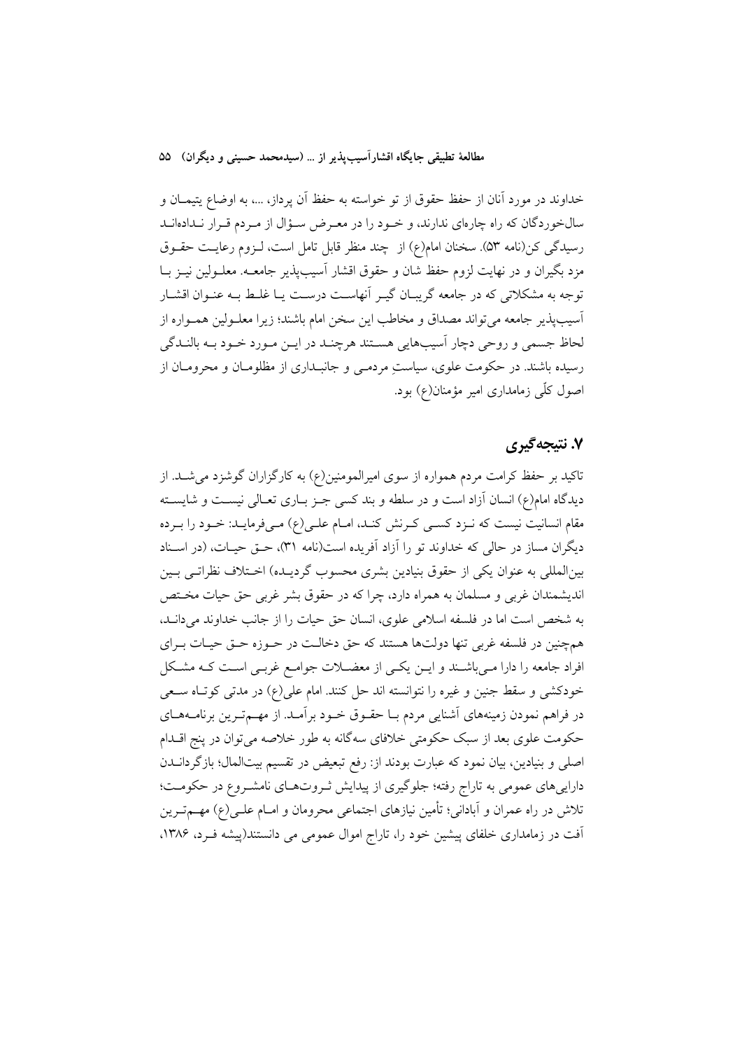خداوند در مورد آنان از حفظ حقوق از تو خواسته به حفظ آن پرداز، ...، به اوضاع یتیمـان و سال‌خوردگان که راه چاره‌ای ندارند، و خـود را در معـرض سـؤال از مـردم قـرار نـداده‌انـد رسیدگی کن(نامه ۵۳). سخنان امام(ع) از چند منظر قابل تامل است، لـزوم رعایـت حقـوق مزد بگیران و در نهایت لزوم حفظ شان و حقوق اقشار آسیب‌پذیر جامعـه. معلـولین نیـز بـا توجه به مشکلاتی که در جامعه گریبـان گیـر آنهاسـت درسـت یـا غلـط بـه عنـوان اقشـار آسیب‌پذیر جامعه می‌تواند مصداق و مخاطب این سخن امام باشند؛ زیرا معلـولین همـواره از لحاظ جسمی و روحی دچار آسیب‌هایی هسـتند هرچنـد در ایـن مـورد خـود بـه بالنـدگی رسیده باشند. در حکومت علوی، سیاستِ مردمـی و جانبـداری از مظلومـان و محرومـان از اصول کلّی زمامداری امیر مؤمنان(ع) بود.

## ۷. نتیجه‌گیری

تاکید بر حفظ کرامت مردم همواره از سوی امیرالمومنین(ع) به کارگزاران گوشزد می‌شـد. از دیدگاه امام(ع) انسان آزاد است و در سلطه و بند کسی جـز بـاری تعـالی نیسـت و شایسـته مقام انسانیت نیست که نـزد کسـی کـرنش کنـد، امـام علـی(ع) مـی‌فرمایـد: خـود را بـرده دیگران مساز در حالی که خداوند تو را آزاد آفریده است(نامه ۳۱)، حـق حیـات، (در اسـناد بین‌المللی به عنوان یکی از حقوق بنیادین بشری محسوب گردیـده) اخـتلاف نظراتـی بـین اندیشمندان غربی و مسلمان به همراه دارد، چرا که در حقوق بشر غربی حق حیات مخـتص به شخص است اما در فلسفه اسلامی علوی، انسان حق حیات را از جانب خداوند می‌دانـد، هم‌چنین در فلسفه غربی تنها دولت‌ها هستند که حق دخالـت در حـوزه حـق حیـات بـرای افراد جامعه را دارا مـی‌باشـند و ایـن یکـی از معضـلات جوامـع غربـی اسـت کـه مشـکل خودکشی و سقط جنین و غیره را نتوانسته اند حل کنند. امام علی(ع) در مدتی کوتـاه سـعی در فراهم نمودن زمینه‌های آشنایی مردم بـا حقـوق خـود برآمـد. از مهـم‌تـرین برنامـه‌هـای حکومت علوی بعد از سبک حکومتی خلافای سه‌گانه به طور خلاصه می‌توان در پنج اقـدام اصلی و بنیادین، بیان نمود که عبارت بودند از: رفع تبعیض در تقسیم بیت‌المال؛ بازگردانـدن دارایی‌های عمومی به تاراج رفته؛ جلوگیری از پیدایش ثـروت‌هـای نامشـروع در حکومـت؛ تلاش در راه عمران و آبادانی؛ تأمین نیازهای اجتماعی محرومان و امـام علـی(ع) مهـم‌تـرین آفت در زمامداری خلفای پیشین خود را، تاراج اموال عمومی می دانستند(پیشه فـرد، ۱۳۸۶،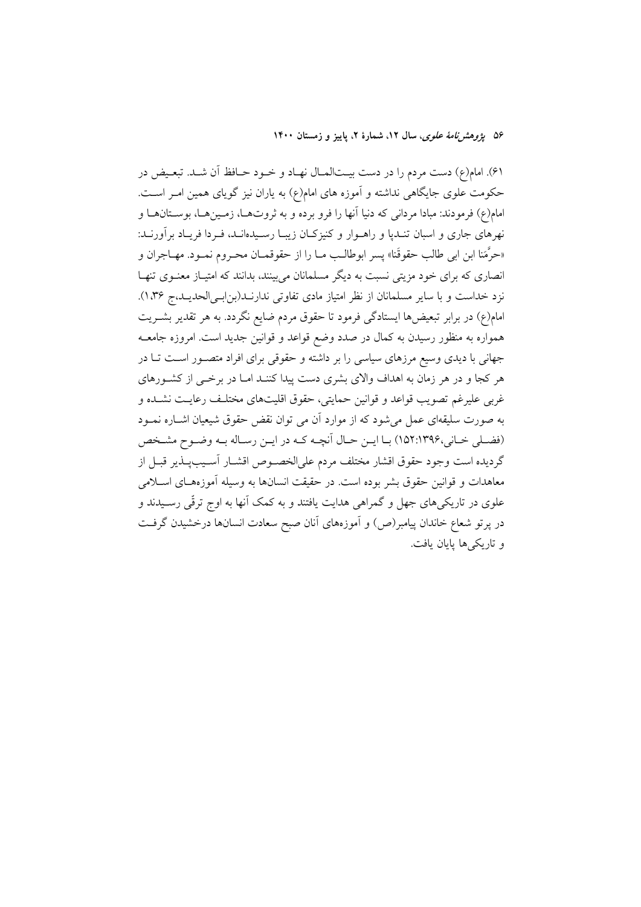۶۱). امام(ع) دست مردم را در دست بیت‌المال نهاد و خود حافظ آن شد. تبعیض در حکومت علوی جایگاهی نداشته و آموزه های امام(ع) به یاران نیز گویای همین امر است. امام(ع) فرمودند: مبادا مردانی که دنیا آنها را فرو برده و به ثروت‌ها، زمین‌ها، بوستان‌ها و نهرهای جاری و اسبان تندپا و راهوار و کنیزکان زیبا رسیده‌اند، فردا فریاد برآورند: «حرَّمَنا ابن ابی طالب حقوقَنا» پسر ابوطالب ما را از حقوقمان محروم نمود. مهاجران و انصاری که برای خود مزیتی نسبت به دیگر مسلمانان می‌بینند، بدانند که امتیاز معنوی تنها نزد خداست و با سایر مسلمانان از نظر امتیاز مادی تفاوتی ندارند(بن‌ابی‌الحدید،ج ۱،۳۶). امام(ع) در برابر تبعیض‌ها ایستادگی فرمود تا حقوق مردم ضایع نگردد. به هر تقدیر بشریت همواره به منظور رسیدن به کمال در صدد وضع قواعد و قوانین جدید است. امروزه جامعه جهانی با دیدی وسیع مرزهای سیاسی را بر داشته و حقوقی برای افراد متصور است تا در هر کجا و در هر زمان به اهداف والای بشری دست پیدا کنند اما در برخی از کشورهای غربی علیرغم تصویب قواعد و قوانین حمایتی، حقوق اقلیت‌های مختلف رعایت نشده و به صورت سلیقه‌ای عمل می‌شود که از موارد آن می توان نقض حقوق شیعیان اشاره نمود (فضلی خانی،۱۵۲:۱۳۹۶) با این حال آنچه که در این رساله به وضوح مشخص گردیده است وجود حقوق اقشار مختلف مردم علی‌الخصوص اقشار آسیب‌پذیر قبل از معاهدات و قوانین حقوق بشر بوده است. در حقیقت انسان‌ها به وسیله آموزه‌های اسلامی علوی در تاریکی‌های جهل و گمراهی هدایت یافتند و به کمک آنها به اوج ترقّی رسیدند و در پرتو شعاع خاندان پیامبر(ص) و آموزه‌های آنان صبح سعادت انسان‌ها درخشیدن گرفت و تاریکی‌ها پایان یافت.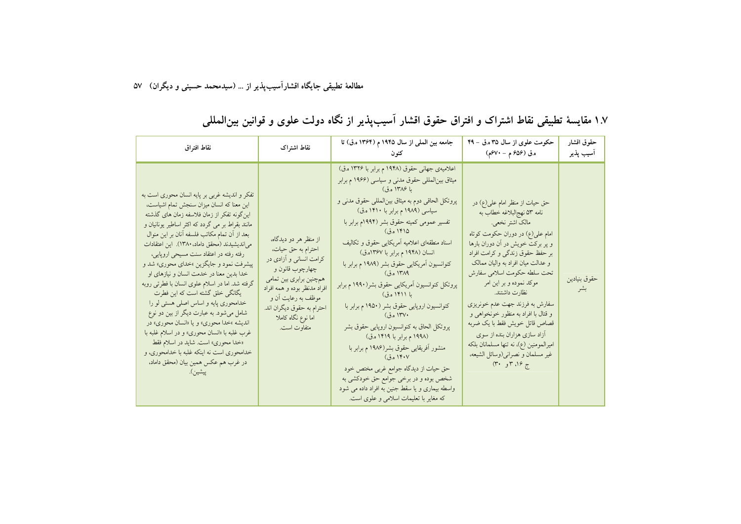## ۱.۷ مقایسهٔ تطبیقی نقاط اشتراک و افتراق حقوق اقشار آسیب‌پذیر از نگاه دولت علوی و قوانین بین‌المللی

| حقوق اقشار آسیب پذیر | حکومت علوی از سال ۳۵ ه.ق – ۴۹ ه.ق (۶۵۶ م – ۶۷۰م) | جامعه بین المللی از سال ۱۹۴۵ م (۱۳۶۴ ه.ق) تا کنون | نقاط اشتراک | نقاط افتراق |
|---|---|---|---|---|
| حقوق بنیادین بشر | حق حیات از منظر امام علی(ع) در نامه ۵۳ نهج‌البلاغه خطاب به مالک اشتر نخعی. امام علی(ع) در دوران حکومت کوتاه و پر برکت خویش در آن دوران بارها بر حفظ حقوق زندگی و کرامت افراد و عدالت میان افراد به والیان ممالک تحت سلطه حکومت اسلامی سفارش موکد نموده و بر این امر نظارت داشتند. سفارش به فرزند جهت عدم خونریزی و قتال با افراد به منظور خونخواهی و قصاص قاتل خویش فقط با یک ضربه آزاد سازی هزاران بنده از سوی امیرالمومنین (ع)، نه تنها مسلمانان بلکه غیر مسلمان و نصرانی(وسائل الشیعه، ج ۱۶، ۳ و ۳۰) | اعلامیه‌ی جهانی حقوق (۱۹۴۸ م برابر با ۱۳۲۶ ه.ق) میثاق بین‌المللی حقوق مدنی و سیاسی (۱۹۶۶ م برابر با ۱۳۸۶ ه.ق) پروتکل الحاقی دوم به میثاق بین‌المللی حقوق مدنی و سیاسی (۱۹۸۹ م برابر با ۱۴۱۰ ه.ق) تفسیر عمومی کمیته حقوق بشر (۱۹۹۴م برابر با ۱۴۱۵ ه.ق) اسناد منطقه‌ای اعلامیه آمریکایی حقوق و تکالیف انسان (۱۹۴۸ م برابر با ۱۳۶۷ه.ق) کنوانسیون آمریکایی حقوق بشر (۱۹۸۹ م برابر با ۱۳۸۹ ه.ق) پروتکل کنوانسیون آمریکایی حقوق بشر(۱۹۹۰ م برابر با ۱۴۱۱ ه.ق) کنوانسیون اروپایی حقوق بشر (۱۹۵۰ م برابر با ۱۳۷۰ ه.ق) پروتکل الحاق به کنوانسیون اروپایی حقوق بشر (۱۹۹۸ م برابر با ۱۴۱۹ ه.ق) منشور آفریقایی حقوق بشر(۱۹۸۶ م برابر با ۱۴۰۷ ه.ق) حق حیات از دیدگاه جوامع غربی مختص خود شخص بوده و در برخی جوامع حق خودکشی به واسطه بیماری و یا سقط جنین به افراد داده می شود که مغایر با تعلیمات اسلامی و علوی است. | از منظر هر دو دیدگاه، احترام به حق حیات، کرامت انسانی و آزادی در چهارچوب قانون و همچنین برابری بین تمامی افراد مدنظر بوده و همه افراد موظف به رعایت آن و احترام به حقوق دیگران اند. اما نوع نگاه کاملا متفاوت است. | تفکر و اندیشه غربی بر پایه انسان محوری است به این معنا که انسان میزان سنجش تمام اشیاست، این‌گونه تفکر از زمان فلاسفه زمان های گذشته مانند بقراط بر می گردد که اکثر اساطیر یونانیان و بعد از آن تمام مکاتب فلسفه آنان بر این منوال می‌اندیشیدند (محقق داماد،۱۳۸۰). این اعتقادات رفته رفته در اعتقاد سنت مسیحی اروپایی، پیشرفت نمود و جایگزین «خدای محوری» شد و خدا بدین معنا در خدمت انسان و نیازهای او گرفته شد. اما در اسلام علوی انسان با فطرتی روبه یگانگی خلق گشته است که این فطرت خدامحوری پایه و اساس اصلی هستی او را شامل می‌شود. به عبارت دیگر از بین دو نوع اندیشه «خدا محوری» و یا «انسان محوری» در غرب غلبه با «انسان محوری» و در اسلام غلبه با «خدا محوری» است. شاید در اسلام فقط خدامحوری است نه اینکه غلبه با خدامحوری، و در غرب هم عکس همین بیان (محقق داماد، پیشین). |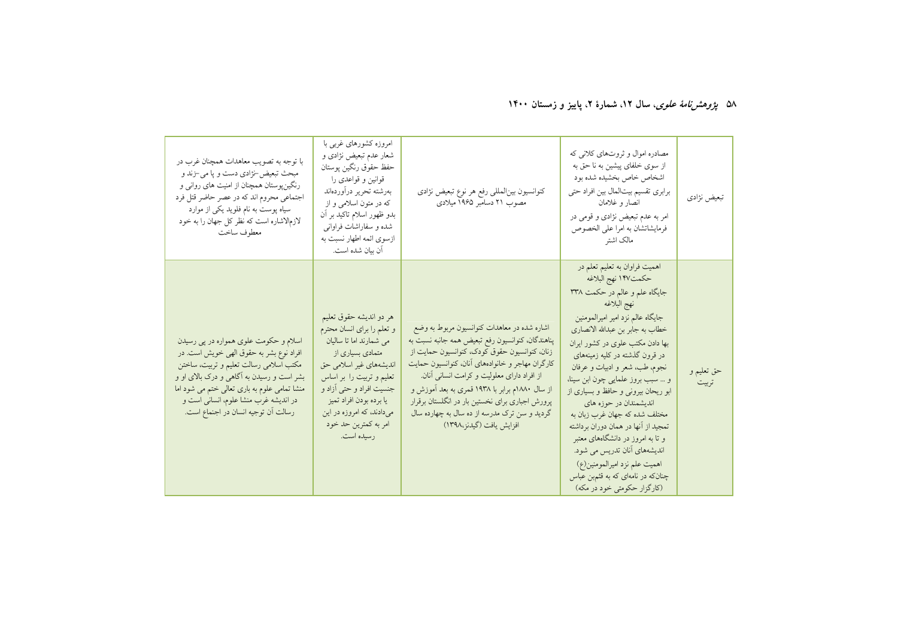| تبعیض نژادی | مصادره اموال و ثروت‌های کلانی که از سوی خلفای پیشین به نا حق به اشخاص خاص بخشیده شده بود برابری تقسیم بیت‌المال بین افراد حتی انصار و غلامان امر به عدم تبعیض نژادی و قومی در فرمایشاتشان به امرا علی الخصوص مالک اشتر | کنوانسیون بین‌المللی رفع هر نوع تبعیض نژادی مصوب ۲۱ دسامبر ۱۹۶۵ میلادی | امروزه کشورهای غربی با شعار عدم تبعیض نژادی و حفظ حقوق رنگین پوستان قوانین و قواعدی را به‌رشته تحریر درآورده‌اند که در متون اسلامی و از بدو ظهور اسلام تاکید بر آن شده و سفارشات فراوانی ازسوی ائمه اظهار نسبت به آن بیان شده است. | با توجه به تصویب معاهدات همچنان غرب در مبحث تبعیض-نژادی دست و پا می-زند و رنگین‌پوستان همچنان از امنیت های روانی و اجتماعی محروم اند که در عصر حاضر قتل فرد سیاه پوست به نام فلوید یکی از موارد لازم‌الاشاره است که نظر کل جهان را به خود معطوف ساخت |
|---|---|---|---|---|
| حق تعلیم و تربیت | اهمیت فراوان به تعلیم تعلم در حکمت۱۴۷ نهج البلاغه جایگاه علم و عالم در حکمت ۳۳۸ نهج البلاغه جایگاه عالم نزد امیر امیرالمومنین خطاب به جابر بن عبدالله الانصاری بها دادن مکتب علوی در کشور ایران در قرون گذشته در کلیه زمینه‌های نجوم، طب، شعر و ادبیات و عرفان و ... سبب بروز علمایی چون ابن سینا، ابو ریحان بیرونی و حافظ و بسیاری از اندیشمندان در حوزه های مختلف شده که جهان غرب زبان به تمجید از آنها در همان دوران برداشته و تا به امروز در دانشگاه‌های معتبر اندیشه‌های آنان تدریس می شود. اهمیت علم نزد امیرالمومنین(ع) چنان‌که در نامه‌ای که به قثم‌بن عباس (کارگزار حکومتی خود در مکه) | اشاره شده در معاهدات کنوانسیون مربوط به وضع پناهندگان، کنوانسیون رفع تبعیض همه جانبه نسبت به زنان، کنوانسیون حقوق کودک، کنوانسیون حمایت از کارگران مهاجر و خانواده‌های آنان، کنوانسیون حمایت از افراد دارای معلولیت و کرامت انسانی آنان. از سال ۱۸۸۰م برابر با ۱۹۳۸ قمری به بعد آموزش و پرورش اجباری برای نخستین بار در انگلستان برقرار گردید و سن ترک مدرسه از ده سال به چهارده سال افزایش یافت (گیدنز،۱۳۹۸) | هر دو اندیشه حقوق تعلیم و تعلم را برای انسان محترم می شمارند اما تا سالیان متمادی بسیاری از اندیشه‌های غیر اسلامی حق تعلیم و تربیت را بر اساس جنسیت افراد و حتی آزاد و یا برده بودن افراد تمیز می‌دادند، که امروزه در این امر به کمترین حد خود رسیده است. | اسلام و حکومت علوی همواره در پی رسیدن افراد نوع بشر به حقوق الهی خویش است. در مکتب اسلامی رسالت تعلیم و تربیت، ساختن بشر است و رسیدن به آگاهی و درک بالای او و منشا تمامی علوم به باری تعالی ختم می شود اما در اندیشه غرب منشا علوم، انسانی است و رسالت آن توجیه انسان در اجتماع است. |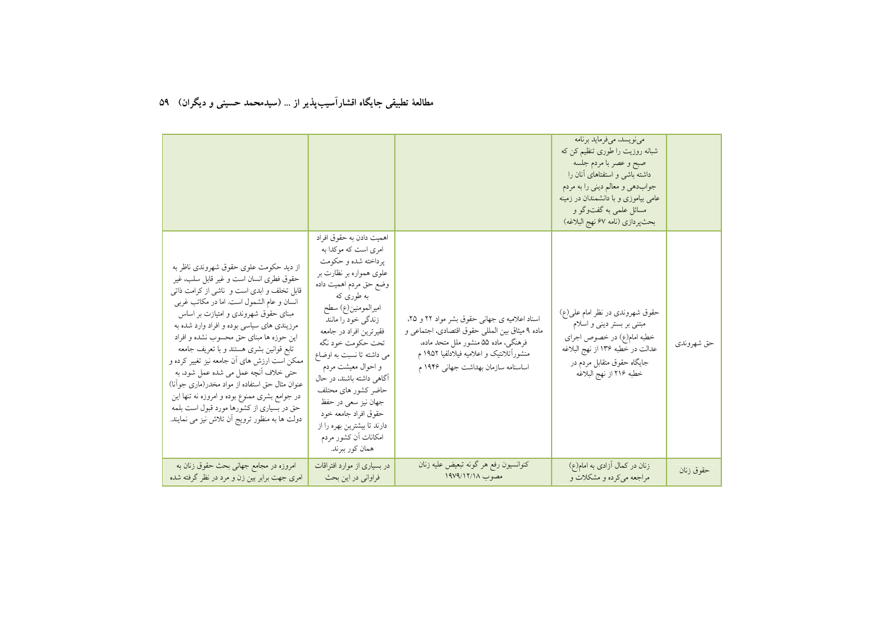| | | | | |
|---|---|---|---|---|
| | می‌نویسد، می‌فرماید برنامه شبانه روزیت را طوری تنظیم کن که صبح و عصر با مردم جلسه داشته باشی و استفتاهای آنان را جواب‌دهی و معالم دینی را به مردم عامی بیاموزی و با دانشمندان در زمینه مسائل علمی به گفت‌وگو و بحث‌پردازی (نامه ۶۷ نهج البلاغه) | | | |
| حق شهروندی | حقوق شهروندی در نظر امام علی(ع) مبتنی بر بستر دینی و اسلام خطبه امام(ع) در خصوص اجرای عدالت در خطبه ۱۳۶ از نهج البلاغه جایگاه حقوق متقابل مردم در خطبه ۲۱۶ از نهج البلاغه | اسناد اعلامیه ی جهانی حقوق بشر مواد ۲۲ و ۲۵، ماده ۹ میثاق بین المللی حقوق اقتصادی، اجتماعی و فرهنگی، ماده ۵۵ منشور ملل متحد ماده، منشورآتلانتیک و اعلامیه فیلادلفیا ۱۹۵۲ م اساسنامه سازمان بهداشت جهانی ۱۹۴۶ م | اهمیت دادن به حقوق افراد امری است که موکدا به پرداخته شده و حکومت علوی همواره بر نظارت بر وضع حق مردم اهمیت داده به طوری که امیرالمومنین(ع) سطح زندگی خود را مانند فقیرترین افراد در جامعه تحت حکومت خود نگه می داشته تا نسبت به اوضاع و احوال معیشت مردم آگاهی داشته باشند، در حال حاضر کشور های مختلف جهان نیز سعی در حفظ حقوق افراد جامعه خود دارند تا بیشترین بهره را از امکانات آن کشور مردم همان کور ببرند. | از دید حکومت علوی حقوق شهروندی ناظر به حقوق فطری انسان است و غیر قابل سلب، غیر قابل تخلف و ابدی است و ناشی از کرامت ذاتی انسان و عام الشمول است. اما در مکاتب غربی مبنای حقوق شهروندی و امتیازت بر اساس مرزبندی های سیاسی بوده و افراد وارد شده به این حوزه ها مبنای حق محسوب نشده و افراد تابع قوانین بشری هستند و با تعریف جامعه ممکن است ارزش های آن جامعه نیز تغییر کرده و حتی خلاف آنچه عمل می شده عمل شود، به عنوان مثال حق استفاده از مواد مخدر(ماری جوآنا) در جوامع بشری ممنوع بوده و امروزه نه تنها این حق در بسیاری از کشورها مورد قبول است بلمه دولت ها به منظور ترویج آن تلاش نیز می نمایند. |
| حقوق زنان | زنان در کمال آزادی به امام(ع) مراجعه می‌کرده و مشکلات و | کنوانسیون رفع هر گونه تبعیض علیه زنان مصوب ۱۹۷۹/۱۲/۱۸ | در بسیاری از موارد افتراقات فراوانی در این بحث | امروزه در مجامع جهانی بحث حقوق زنان به امری جهت برابر بین زن و مرد در نظر گرفته شده |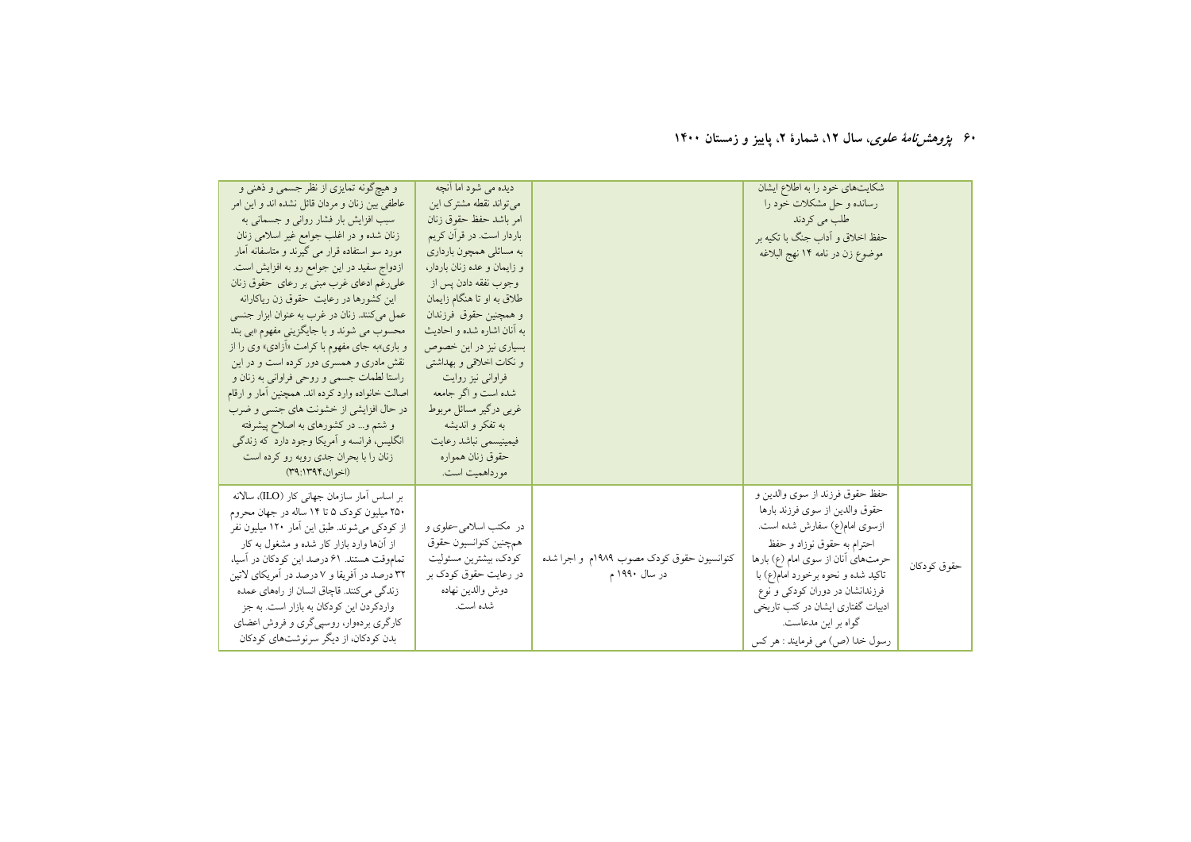| | شکایت‌های خود را به اطلاع ایشان رسانده و حل مشکلات خود را طلب می کردند حفظ اخلاق و آداب جنگ با تکیه بر موضوع زن در نامه ۱۴ نهج البلاغه | | دیده می شود اما آنچه می‌تواند نقطه مشترک این امر باشد حفظ حقوق زنان باردار است. در قرآن کریم به مسائلی همچون بارداری و زایمان و عده زنان باردار، وجوب نفقه دادن پس از طلاق به او تا هنگام زایمان و همچنین حقوق فرزندان به آنان اشاره شده و احادیث بسیاری نیز در این خصوص و نکات اخلاقی و بهداشتی فراوانی نیز روایت شده است و اگر جامعه غربی درگیر مسائل مربوط به تفکر و اندیشه فیمینیسمی نباشد رعایت حقوق زنان همواره مورداهمیت است. | و هیچ‌گونه تمایزی از نظر جسمی و ذهنی و عاطفی بین زنان و مردان قائل نشده اند و این امر سبب افزایش بار فشار روانی و جسمانی به زنان شده و در اغلب جوامع غیر اسلامی زنان مورد سو استفاده قرار می گیرند و متاسفانه آمار ازدواج سفید در این جوامع رو به افزایش است. علی‌رغم ادعای غرب مبنی بر رعای حقوق زنان این کشورها در رعایت حقوق زن ریاکارانه عمل می‌کنند. زنان در غرب به عنوان ابزار جنسی محسوب می شوند و با جایگزینی مفهوم «بی بند و باری»به جای مفهوم با کرامت «آزادی» وی را از نقش مادری و همسری دور کرده است و در این راستا لطمات جسمی و روحی فراوانی به زنان و اصالت خانواده وارد کرده اند. همچنین آمار و ارقام در حال افزایشی از خشونت های جنسی و ضرب و شتم و... در کشورهای به اصلاح پیشرفته انگلیس، فرانسه و آمریکا وجود دارد که زندگی زنان را با بحران جدی روبه رو کرده است (اخوان،۱۳۹۴: ۳۹) |
|---|---|---|---|---|
| حقوق کودکان | حفظ حقوق فرزند از سوی والدین و حقوق والدین از سوی فرزند بارها ازسوی امام(ع) سفارش شده است. احترام به حقوق نوزاد و حفظ حرمت‌های آنان از سوی امام (ع) بارها تاکید شده و نحوه برخورد امام(ع) با فرزندانشان در دوران کودکی و نوع ادبیات گفتاری ایشان در کتب تاریخی گواه بر این مدعاست. رسول خدا (ص) می فرمایند : هر کس | کنوانسیون حقوق کودک مصوب ۱۹۸۹م و اجرا شده در سال ۱۹۹۰ م | در مکتب اسلامی-علوی و همچنین کنوانسیون حقوق کودک، بیشترین مسئولیت در رعایت حقوق کودک بر دوش والدین نهاده شده است. | بر اساس آمار سازمان جهانی کار (ILO)، سالانه ۲۵۰ میلیون کودک ۵ تا ۱۴ ساله در جهان محروم از کودکی می‌شوند. طبق این آمار ۱۲۰ میلیون نفر از آن‌ها وارد بازار کار شده و مشغول به کار تمام‌وقت هستند. ۶۱ درصد این کودکان در آسیا، ۳۲ درصد در آفریقا و ۷ درصد در آمریکای لاتین زندگی می‌کنند. قاچاق انسان از راه‌های عمده واردکردن این کودکان به بازار است. به جز کارگری برده‌وار، روسپی‌گری و فروش اعضای بدن کودکان، از دیگر سرنوشت‌های کودکان |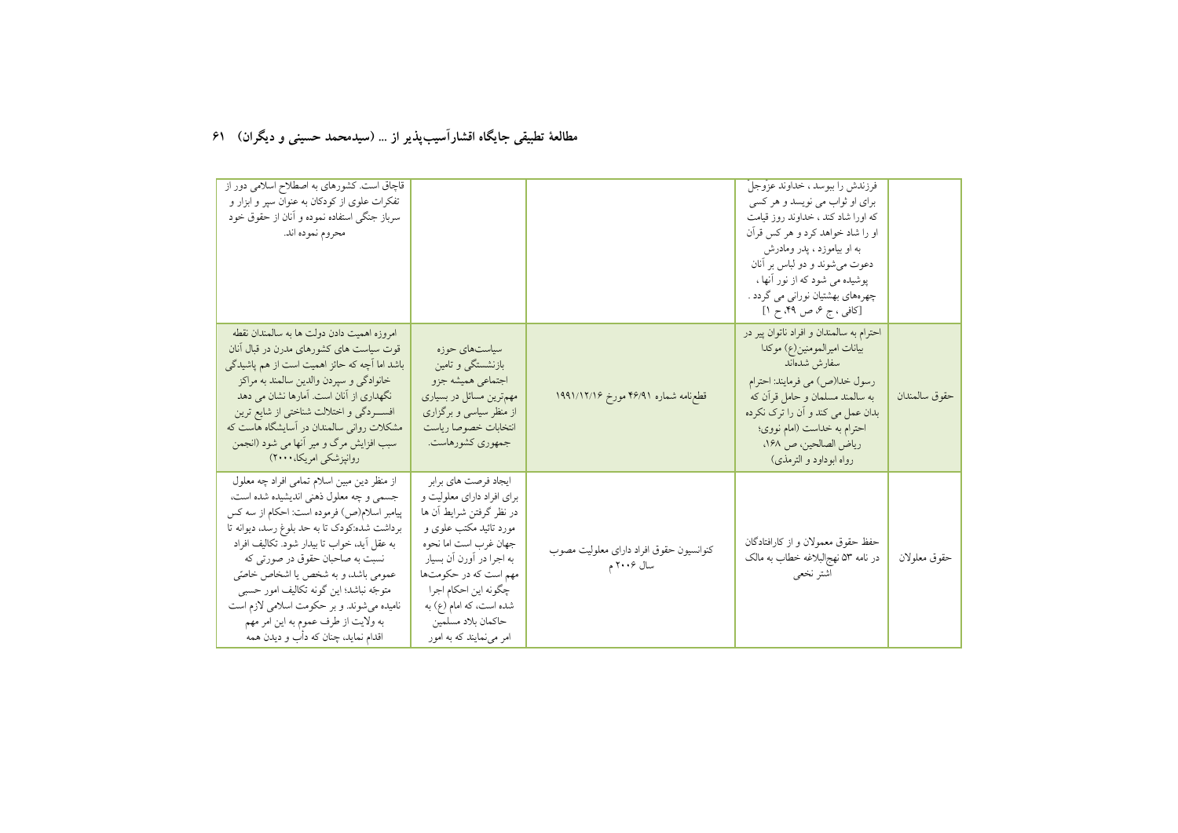| | فرزندش را ببوسد ، خداوند عزّوجلّ برای او ثواب می نویسد و هر کسی که اورا شاد کند ، خداوند روز قیامت او را شاد خواهد کرد و هر کس قرآن به او بیاموزد ، پدر ومادرش دعوت می‌شوند و دو لباس بر آنان پوشیده می شود که از نور آنها ، چهره‌های بهشتیان نورانی می گردد . [کافی ، ج ۶، ص ۴۹، ح ۱] | | | قاچاق است. کشورهای به اصطلاح اسلامی دور از تفکرات علوی از کودکان به عنوان سپر و ابزار و سرباز جنگی استفاده نموده و آنان از حقوق خود محروم نموده اند. |
|---|---|---|---|---|
| حقوق سالمندان | احترام به سالمندان و افراد ناتوان پیر در بیانات امیرالمومنین(ع) موکدا سفارش شده‌اند رسول خدا(ص) می فرمایند: احترام به سالمند مسلمان و حامل قرآن که بدان عمل می کند و آن را ترک نکرده احترام به خداست (امام نووی؛ ریاض الصالحین، ص ۱۶۸، رواه ابوداود و الترمذی) | قطع‌نامه شماره ۴۶/۹۱ مورخ ۱۹۹۱/۱۲/۱۶ | سیاست‌های حوزه بازنشستگی و تامین اجتماعی همیشه جزو مهم‌ترین مسائل در بسیاری از منظر سیاسی و برگزاری انتخابات خصوصا ریاست جمهوری کشورهاست. | امروزه اهمیت دادن دولت ها به سالمندان نقطه قوت سیاست های کشورهای مدرن در قبال آنان باشد اما آنچه که حائز اهمیت است از هم پاشیدگی خانوادگی و سپردن والدین سالمند به مراکز نگهداری از آنان است. آمارها نشان می دهد افســـردگی و اختلالت شناختی از شایع ترین مشکلات روانی سالمندان در آسایشگاه هاست که سبب افزایش مرگ و میر آنها می شود (انجمن روانپزشکی امریکا،۲۰۰۰) |
| حقوق معلولان | حفظ حقوق معمولان و از کارافتادگان در نامه ۵۳ نهج‌البلاغه خطاب به مالک اشتر نخعی | کنوانسیون حقوق افراد دارای معلولیت مصوب سال ۲۰۰۶ م | ایجاد فرصت های برابر برای افراد دارای معلولیت و در نظر گرفتن شرایط آن ها مورد تائید مکتب علوی و جهان غرب است اما نحوه به اجرا در آورن آن بسیار مهم است که در حکومت‌ها چگونه این احکام اجرا شده است، که امام (ع) به حاکمان بلاد مسلمین امر می‌نمایند که به امور | از منظر دین مبین اسلام تمامی افراد چه معلول جسمی و چه معلول ذهنی اندیشیده شده است، پیامبر اسلام(ص) فرموده است: احکام از سه کس برداشت شده:کودک تا به حد بلوغ رسد، دیوانه تا به عقل آید، خواب تا بیدار شود. تکالیف افراد نسبت به صاحبان حقوق در صورتی که عمومی باشد، و به شخص یا اشخاص خاصّی متوجّه نباشد؛ این گونه تکالیف امور حسبی نامیده می‌شوند. و بر حکومت اسلامی لازم است به ولایت از طرف عموم به این امر مهم اقدام نماید، چنان که دأب و دیدن همه |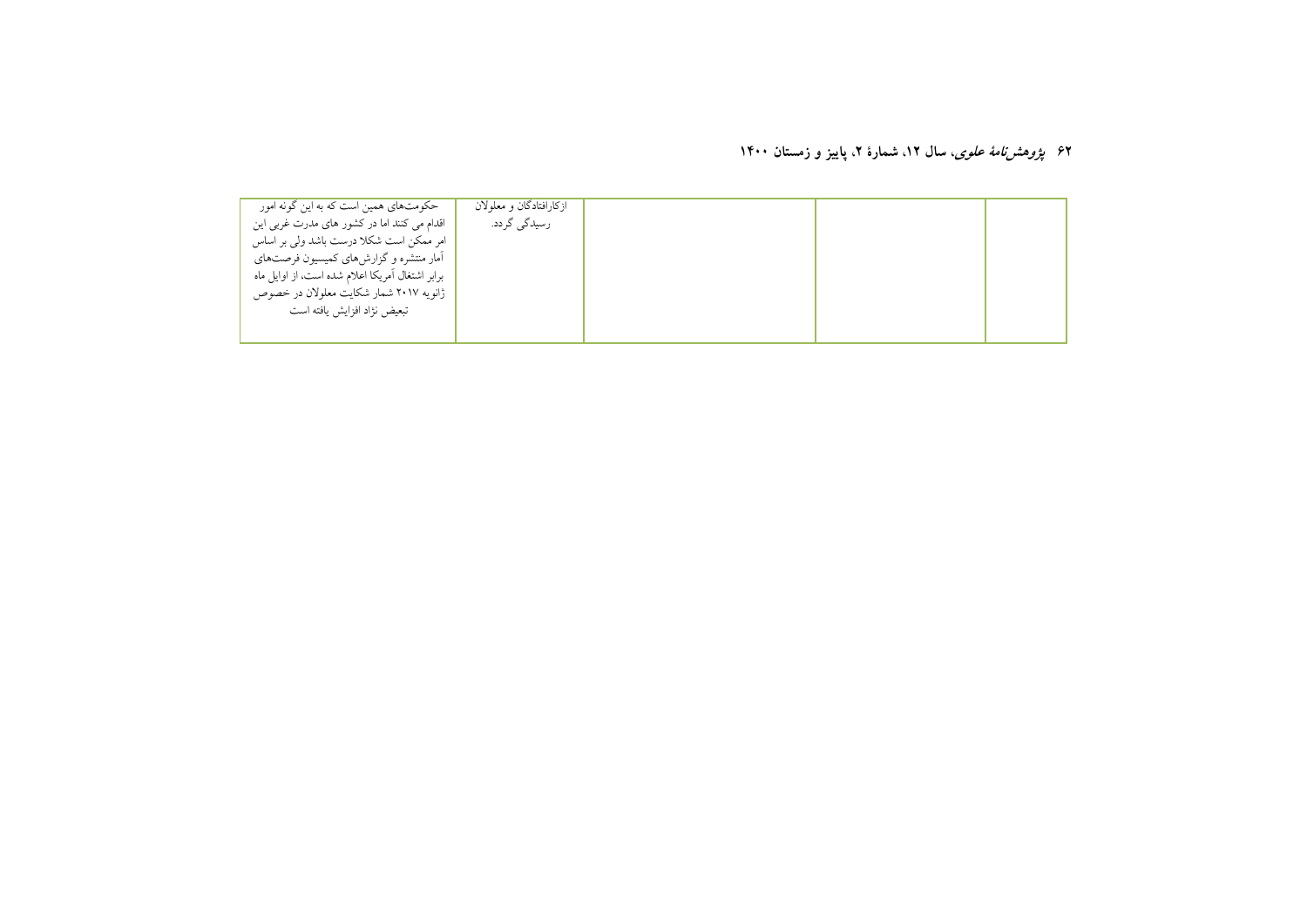|  |  |  | ازکارافتادگان و معلولان رسیدگی گردد. | حکومت‌های همین است که به این گونه امور اقدام می کنند اما در کشور های مدرت غربی این امر ممکن است شکلا درست باشد ولی بر اساس آمار منتشره و گزارش‌های کمیسیون فرصت‌های برابر اشتغال آمریکا اعلام شده است، از اوایل ماه ژانویه ۲۰۱۷ شمار شکایت معلولان در خصوص تبعیض نژاد افزایش یافته است |
|---|---|---|---|---|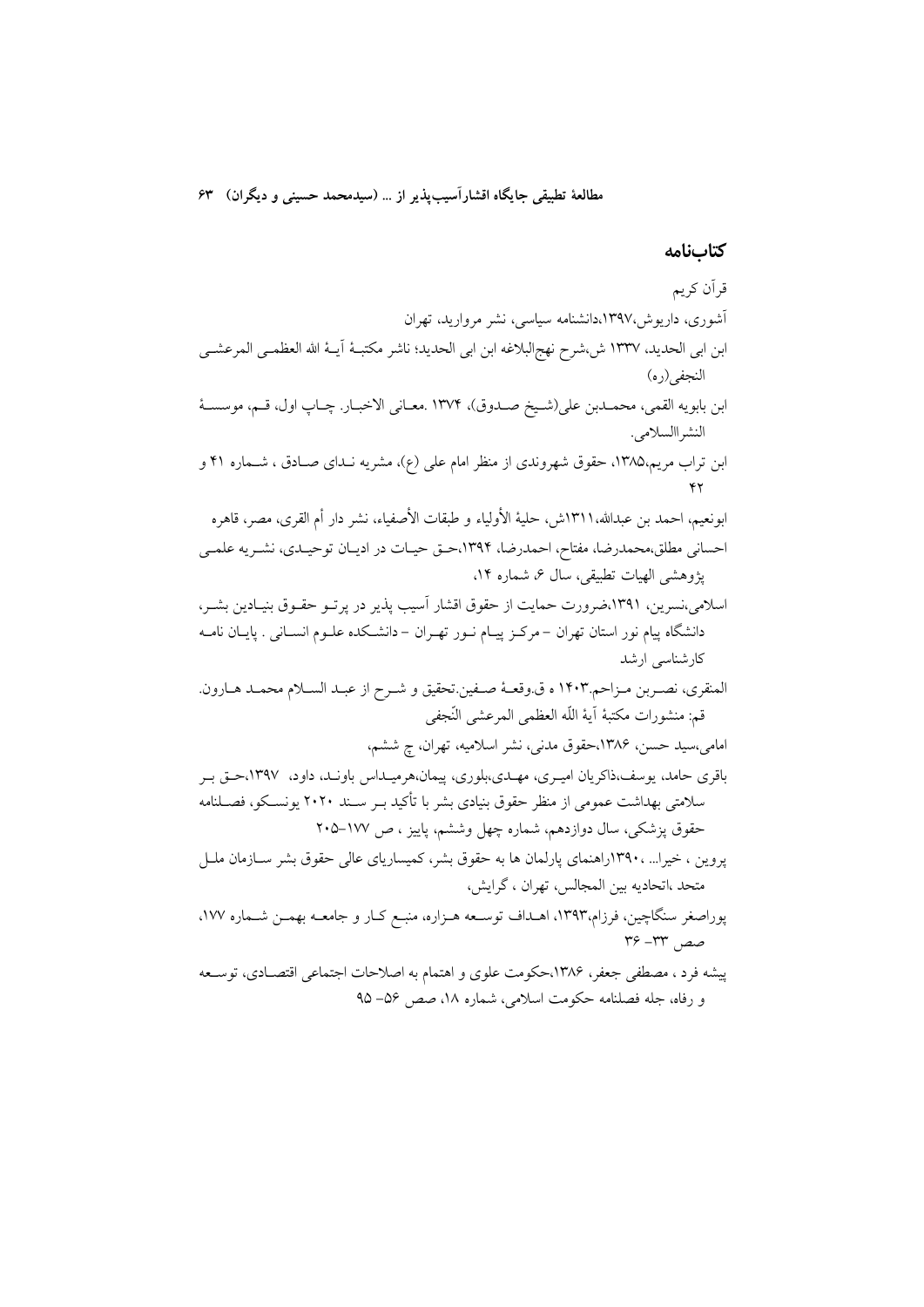## کتاب‌نامه

قرآن کریم

آشوری، داریوش،۱۳۹۷،دانشنامه سیاسی، نشر مروارید، تهران

ابن ابی الحدید، ۱۳۳۷ ش،شرح نهج‌البلاغه ابن ابی الحدید؛ ناشر مکتبهٔ آیهٔ الله العظمی المرعشی النجفی(ره)

ابن بابویه القمی، محمدبن علی(شیخ صدوق)، ۱۳۷۴ .معانی الاخبار. چاپ اول، قم، موسسهٔ النشرالسلامی.

ابن تراب مریم،۱۳۸۵، حقوق شهروندی از منظر امام علی (ع)، مشریه نـدای صـادق ، شـماره ۴۱ و ۴۲

ابونعیم، احمد بن عبدالله،۱۳۱۱ش، حلیهٔ الأولیاء و طبقات الأصفیاء، نشر دار أم القری، مصر، قاهره

احسانی مطلق،محمدرضا، مفتاح، احمدرضا، ۱۳۹۴،حـق حیـات در ادیـان توحیـدی، نشـریه علمـی پژوهشی الهیات تطبیقی، سال ۶، شماره ۱۴،

اسلامی،نسرین، ۱۳۹۱،ضرورت حمایت از حقوق اقشار آسیب پذیر در پرتـو حقـوق بنیـادین بشـر، دانشگاه پیام نور استان تهران – مرکـز پیـام نـور تهـران – دانشـکده علـوم انسـانی . پایـان نامـه کارشناسی ارشد

المنقری، نصـربن مـزاحم.۱۴۰۳ ه ق.وقعـهٔ صـفین.تحقیق و شـرح از عبـد السـلام محمـد هـارون. قم: منشورات مکتبهٔ آیهٔ اللّه العظمی المرعشی النّجفی

امامی،سید حسن، ۱۳۸۶،حقوق مدنی، نشر اسلامیه، تهران، چ ششم،

باقری حامد، یوسف،ذاکریان امیـری، مهـدی،بلوری، پیمان،هرمیـداس باونـد، داود، ۱۳۹۷،حـق بـر سلامتی بهداشت عمومی از منظر حقوق بنیادی بشر با تأکید بـر سـند ۲۰۲۰ یونسـکو، فصـلنامه حقوق پزشکی، سال دوازدهم، شماره چهل وششم، پاییز ، ص ۱۷۷–۲۰۵

پروین ، خیرا... ،۱۳۹۰راهنمای پارلمان ها به حقوق بشر، کمیساریای عالی حقوق بشر سـازمان ملـل متحد ،اتحادیه بین المجالس، تهران ، گرایش،

پوراصغر سنگاچین، فرزام،۱۳۹۳، اهـداف توسـعه هـزاره، منبـع کـار و جامعـه بهمـن شـماره ۱۷۷، صص ۳۳- ۳۶

پیشه فرد ، مصطفی جعفر، ۱۳۸۶،حکومت علوی و اهتمام به اصلاحات اجتماعی اقتصـادی، توسـعه و رفاه، جله فصلنامه حکومت اسلامی، شماره ۱۸، صص ۵۶- ۹۵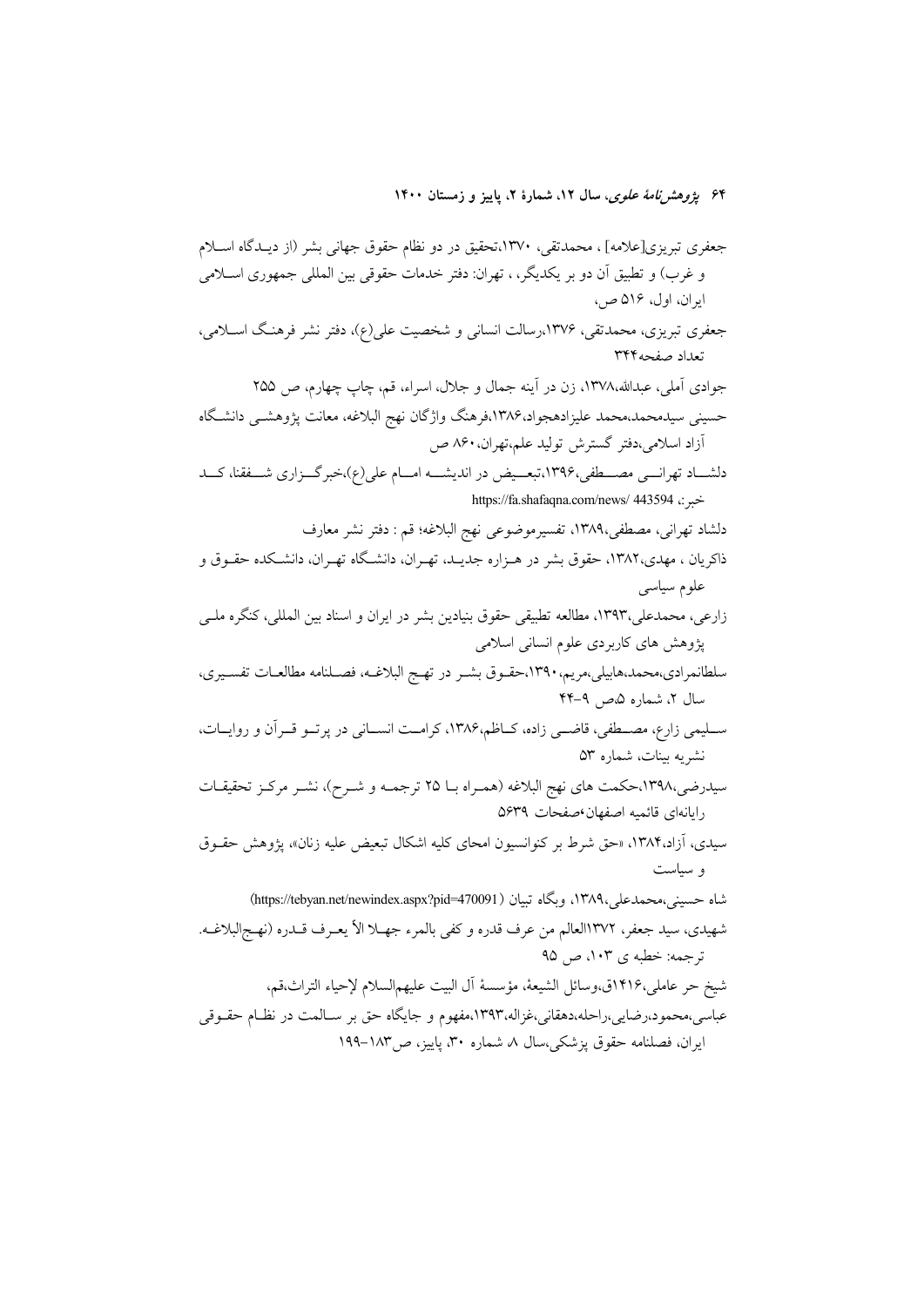جعفری تبریزی[علامه] ، محمدتقی، ۱۳۷۰،تحقیق در دو نظام حقوق جهانی بشر (از دیـدگاه اسـلام و غرب) و تطبیق آن دو بر یکدیگر، ، تهران: دفتر خدمات حقوقی بین المللی جمهوری اسـلامی ایران، اول، ۵۱۶ ص،

جعفری تبریزی، محمدتقی، ۱۳۷۶،رسالت انسانی و شخصیت علی(ع)، دفتر نشر فرهنـگ اسـلامی، تعداد صفحه۳۴۴

جوادی آملی، عبدالله،۱۳۷۸، زن در آینه جمال و جلال، اسراء، قم، چاپ چهارم، ص ۲۵۵

حسینی سیدمحمد،محمد علیزادهجواد،۱۳۸۶،فرهنگ واژگان نهج البلاغه، معانت پژوهشـی دانشـگاه آزاد اسلامی،دفتر گسترش تولید علم،تهران،۸۶۰ ص

دلشـاد تهرانـی مصـطفی،۱۳۹۶،تبعـیض در اندیشـه امـام علی(ع)،خبرگـزاری شـفقنا، کـد خبر:، https://fa.shafaqna.com/news/ 443594

دلشاد تهرانی، مصطفی،۱۳۸۹، تفسیرموضوعی نهج البلاغه؛ قم : دفتر نشر معارف

ذاکریان ، مهدی،۱۳۸۲، حقوق بشر در هـزاره جدیـد، تهـران، دانشـگاه تهـران، دانشـکده حقـوق و علوم سیاسی

زارعی، محمدعلی،۱۳۹۳، مطالعه تطبیقی حقوق بنیادین بشر در ایران و اسناد بین المللی، کنگره ملـی پژوهش های کاربردی علوم انسانی اسلامی

سلطانمرادی،محمد،هابیلی،مریم،۱۳۹۰،حقـوق بشـر در نهـج البلاغـه، فصـلنامه مطالعـات تفسـیری، سال ۲، شماره ۵،ص ۹-۴۴

سـلیمی زارع، مصـطفی، قاضـی زاده، کـاظم،۱۳۸۶، کرامـت انسـانی در پرتـو قـرآن و روایـات، نشریه بینات، شماره ۵۳

سیدرضی،۱۳۹۸،حکمت های نهج البلاغه (همـراه بـا ۲۵ ترجمـه و شـرح)، نشـر مرکـز تحقیقـات رایانه‌ای قائمیه اصفهان،صفحات ۵۶۳۹

سیدی، آزاد،۱۳۸۴، «حق شرط بر کنوانسیون امحای کلیه اشکال تبعیض علیه زنان»، پژوهش حقـوق و سیاست

شاه حسینی،محمدعلی،۱۳۸۹، وبگاه تبیان (https://tebyan.net/newindex.aspx?pid=470091)

شهیدی، سید جعفر، ۱۳۷۲العالم من عرف قدره و کفی بالمرء جهـلا الأ یعـرف قـدره (نهـج‌البلاغـه. ترجمه: خطبه ی ۱۰۳، ص ۹۵

شیخ حر عاملی،۱۴۱۶ق،وسائل الشیعهٔ، مؤسسهٔ آل البیت علیهم‌السلام لإحیاء التراث،قم،

عباسی،محمود،رضایی،راحله،دهقانی،غزاله،۱۳۹۳،مفهوم و جایگاه حق بر سـالمت در نظـام حقـوقی ایران، فصلنامه حقوق پزشکی،سال ۸، شماره ۳۰، پاییز، ص۱۸۳-۱۹۹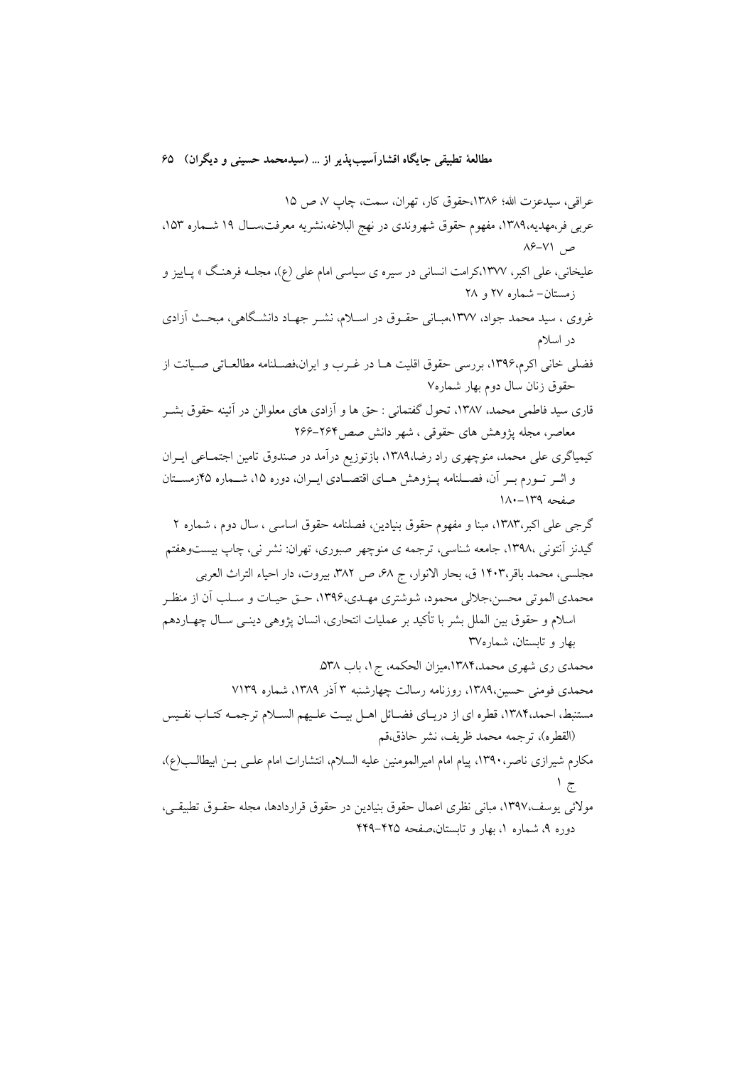عراقی، سیدعزت الله؛ ۱۳۸۶،حقوق کار، تهران، سمت، چاپ ۷، ص ۱۵

عربی فر،مهدیه،۱۳۸۹، مفهوم حقوق شهروندی در نهج البلاغه،نشریه معرفت،سال ۱۹ شماره ۱۵۳، ص ۷۱-۸۶

علیخانی، علی اکبر، ۱۳۷۷،کرامت انسانی در سیره ی سیاسی امام علی (ع)، مجله فرهنگ » پاییز و زمستان- شماره ۲۷ و ۲۸

غروی ، سید محمد جواد، ۱۳۷۷،مبانی حقوق در اسلام، نشر جهاد دانشگاهی، مبحث آزادی در اسلام

فضلی خانی اکرم،۱۳۹۶، بررسی حقوق اقلیت ها در غرب و ایران،فصلنامه مطالعاتی صیانت از حقوق زنان سال دوم بهار شماره۷

قاری سید فاطمی محمد، ۱۳۸۷، تحول گفتمانی : حق ها و آزادی های معلوالن در آئینه حقوق بشر معاصر، مجله پژوهش های حقوقی ، شهر دانش صص۲۶۴-۲۶۶

کیمیاگری علی محمد، منوچهری راد رضا،۱۳۸۹، بازتوزیع درآمد در صندوق تامین اجتماعی ایران و اثر تورم بر آن، فصلنامه پژوهش های اقتصادی ایران، دوره ۱۵، شماره ۴۵زمستان صفحه ۱۳۹-۱۸۰

گرجی علی اکبر،۱۳۸۳، مبنا و مفهوم حقوق بنیادین، فصلنامه حقوق اساسی ، سال دوم ، شماره ۲

گیدنز آنتونی ،۱۳۹۸، جامعه شناسی، ترجمه ی منوچهر صبوری، تهران: نشر نی، چاپ بیستوهفتم

مجلسی، محمد باقر،۱۴۰۳ ق، بحار الانوار، ج ۶۸، ص ۳۸۲، بیروت، دار احیاء التراث العربی

محمدی الموتی محسن،جلالی محمود، شوشتری مهدی،۱۳۹۶، حق حیات و سلب آن از منظر اسلام و حقوق بین الملل بشر با تأکید بر عملیات انتحاری، انسان پژوهی دینی سال چهاردهم بهار و تابستان، شماره۳۷

محمدی ری شهری محمد،۱۳۸۴،میزان الحکمه، ج۱، باب ۵۳۸.

محمدی فومنی حسین،۱۳۸۹، روزنامه رسالت چهارشنبه ۳ آذر ۱۳۸۹، شماره ۷۱۳۹

مستنبط، احمد،۱۳۸۴، قطره ای از دریای فضائل اهل بیت علیهم السلام ترجمه کتاب نفیس (القطره)، ترجمه محمد ظریف، نشر حاذق،قم

مکارم شیرازی ناصر،۱۳۹۰، پیام امام امیرالمومنین علیه السلام، انتشارات امام علی بن ابیطالب(ع)، ج ۱

مولائی یوسف،۱۳۹۷، مبانی نظری اعمال حقوق بنیادین در حقوق قراردادها، مجله حقوق تطبیقی، دوره ۹، شماره ۱، بهار و تابستان،صفحه ۴۲۵-۴۴۹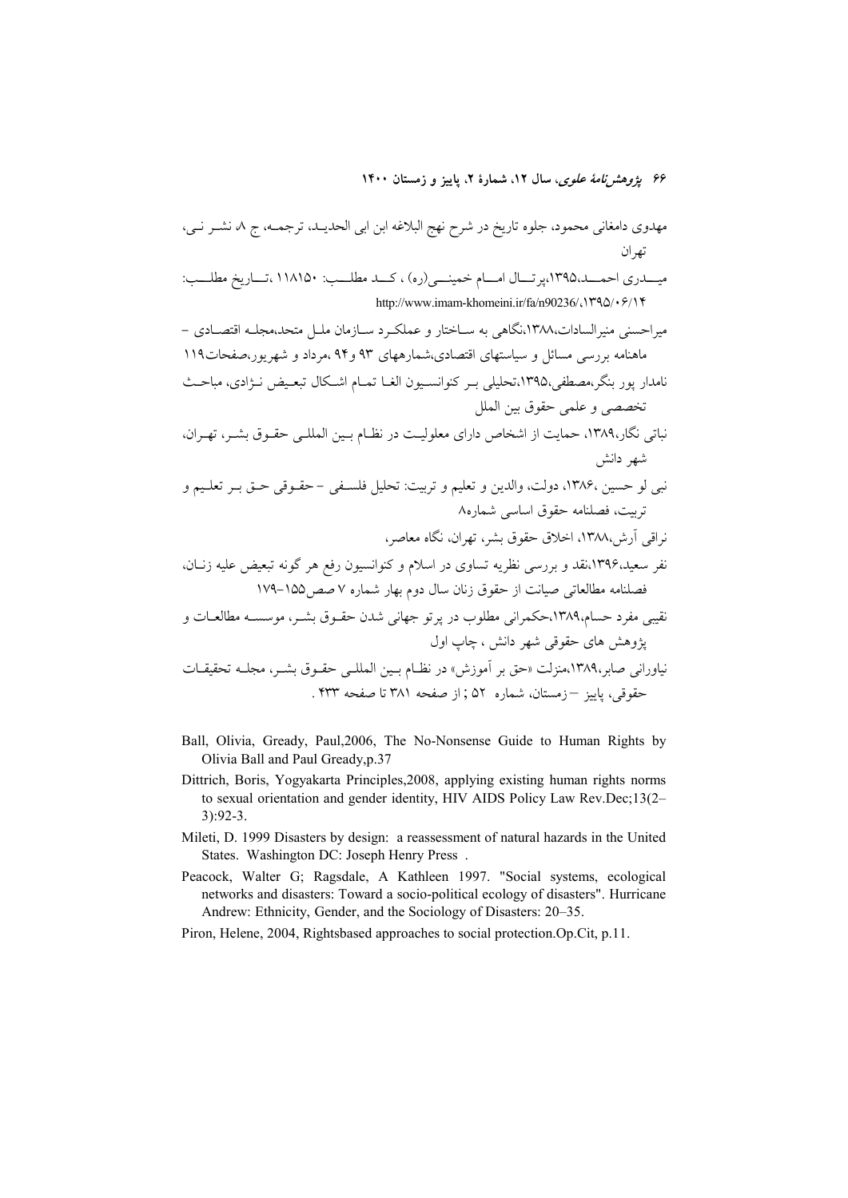مهدوی دامغانی محمود، جلوه تاریخ در شرح نهج البلاغه ابن ابی الحدید، ترجمه، ج ۸، نشر نی، تهران

میدری احمد،۱۳۹۵،پرتال امام خمینی(ره) ، کد مطلب: ۱۱۸۱۵۰ ،تاریخ مطلب: http://www.imam-khomeini.ir/fa/n90236/،۱۳۹۵/۰۶/۱۴

میراحسنی منیرالسادات،۱۳۸۸،نگاهی به ساختار و عملکرد سازمان ملل متحد،مجله اقتصادی – ماهنامه بررسی مسائل و سیاستهای اقتصادی،شمارههای ۹۳ و۹۴ ،مرداد و شهریور،صفحات۱۱۹

نامدار پور بنگر،مصطفی،۱۳۹۵،تحلیلی بر کنوانسیون الغا تمام اشکال تبعیض نژادی، مباحث تخصصی و علمی حقوق بین الملل

نباتی نگار،۱۳۸۹، حمایت از اشخاص دارای معلولیت در نظام بین المللی حقوق بشر، تهران، شهر دانش

نبی لو حسین ،۱۳۸۶، دولت، والدین و تعلیم و تربیت: تحلیل فلسفی – حقوقی حق بر تعلیم و تربیت، فصلنامه حقوق اساسی شماره۸

نراقی آرش،۱۳۸۸، اخلاق حقوق بشر، تهران، نگاه معاصر،

نفر سعید،۱۳۹۶،نقد و بررسی نظریه تساوی در اسلام و کنوانسیون رفع هر گونه تبعیض علیه زنان، فصلنامه مطالعاتی صیانت از حقوق زنان سال دوم بهار شماره ۷ صص۱۵۵–۱۷۹

نقیبی مفرد حسام،۱۳۸۹،حکمرانی مطلوب در پرتو جهانی شدن حقوق بشر، موسسه مطالعات و پژوهش های حقوقی شهر دانش ، چاپ اول

نیاورانی صابر،۱۳۸۹،منزلت «حق بر آموزش» در نظام بین المللی حقوق بشر، مجله تحقیقات حقوقی، پاییز – زمستان، شماره ۵۲ ; از صفحه ۳۸۱ تا صفحه ۴۳۳ .

Ball, Olivia, Gready, Paul,2006, The No-Nonsense Guide to Human Rights by Olivia Ball and Paul Gready,p.37

Dittrich, Boris, Yogyakarta Principles,2008, applying existing human rights norms to sexual orientation and gender identity, HIV AIDS Policy Law Rev.Dec;13(2–3):92-3.

Mileti, D. 1999 Disasters by design: a reassessment of natural hazards in the United States. Washington DC: Joseph Henry Press .

Peacock, Walter G; Ragsdale, A Kathleen 1997. "Social systems, ecological networks and disasters: Toward a socio-political ecology of disasters". Hurricane Andrew: Ethnicity, Gender, and the Sociology of Disasters: 20–35.

Piron, Helene, 2004, Rightsbased approaches to social protection.Op.Cit, p.11.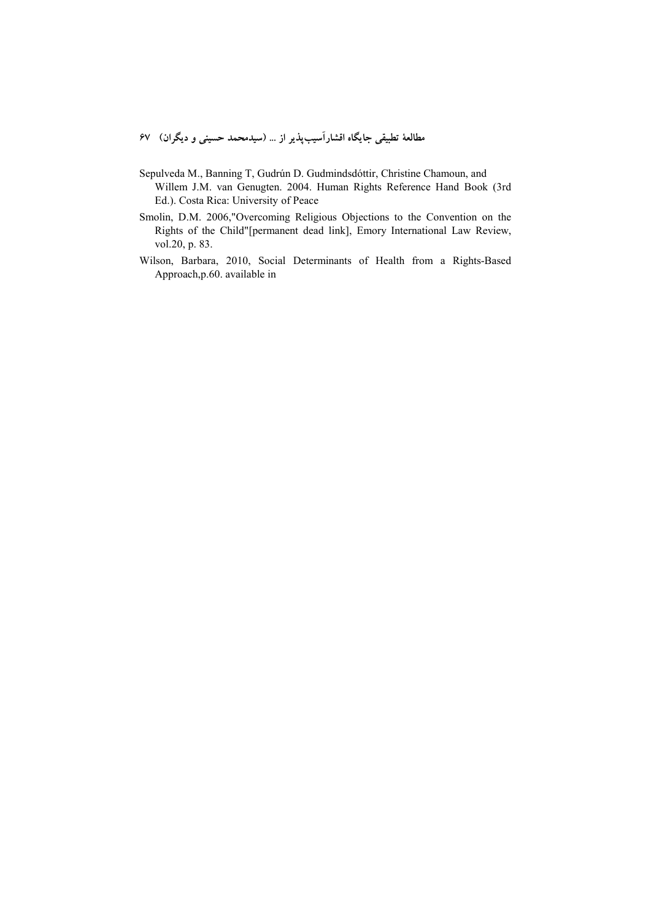Sepulveda M., Banning T, Gudrún D. Gudmindsdóttir, Christine Chamoun, and Willem J.M. van Genugten. 2004. Human Rights Reference Hand Book (3rd Ed.). Costa Rica: University of Peace

Smolin, D.M. 2006,"Overcoming Religious Objections to the Convention on the Rights of the Child"[permanent dead link], Emory International Law Review, vol.20, p. 83.

Wilson, Barbara, 2010, Social Determinants of Health from a Rights-Based Approach,p.60. available in